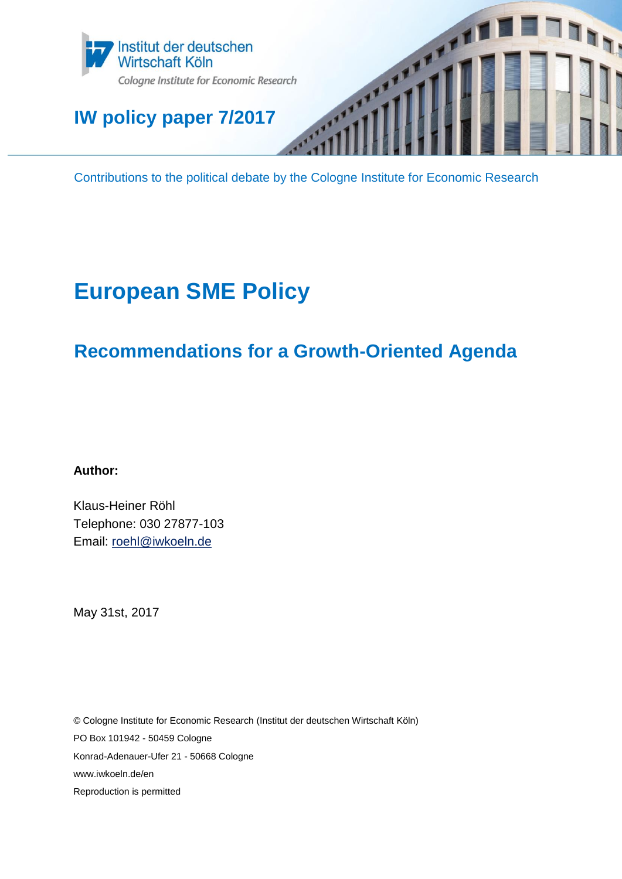Institut der deutschen Wirtschaft Köln

Cologne Institute for Economic Research

IW policy paper 7/2017

Contributions to the political debate by the Cologne Institute for Economic Research

# European SME Policy

## Recommendations for a Growth-Oriented Agenda

**Author:**

Klaus-Heiner Röhl
Telephone: 030 27877-103
Email: roehl@iwkoeln.de

May 31st, 2017

© Cologne Institute for Economic Research (Institut der deutschen Wirtschaft Köln)
PO Box 101942 - 50459 Cologne
Konrad-Adenauer-Ufer 21 - 50668 Cologne
www.iwkoeln.de/en
Reproduction is permitted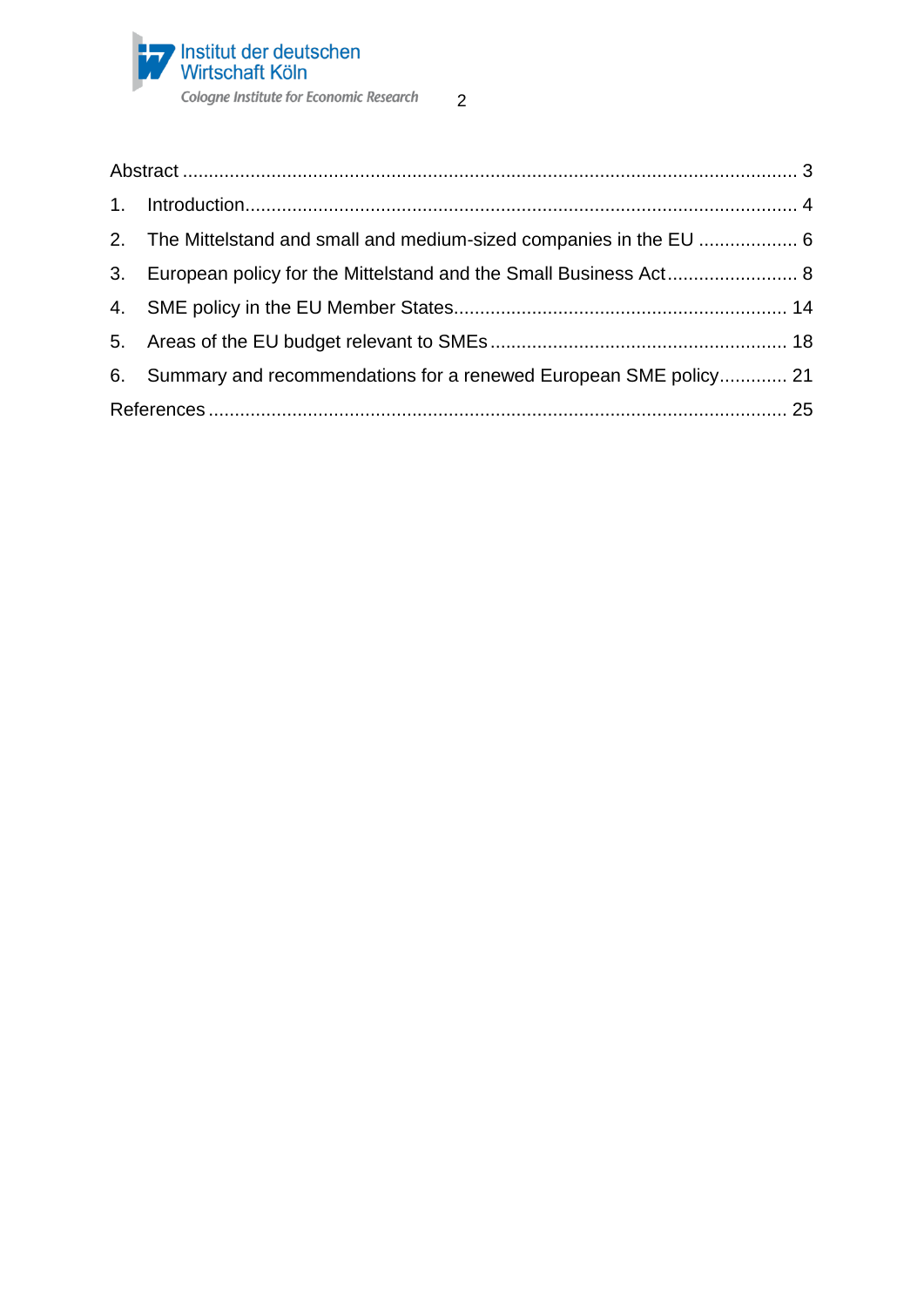Abstract .................................................................................................................... 3

1. Introduction........................................................................................................ 4
2. The Mittelstand and small and medium-sized companies in the EU .................. 6
3. European policy for the Mittelstand and the Small Business Act......................... 8
4. SME policy in the EU Member States............................................................... 14
5. Areas of the EU budget relevant to SMEs ........................................................ 18
6. Summary and recommendations for a renewed European SME policy............. 21

References ............................................................................................................. 25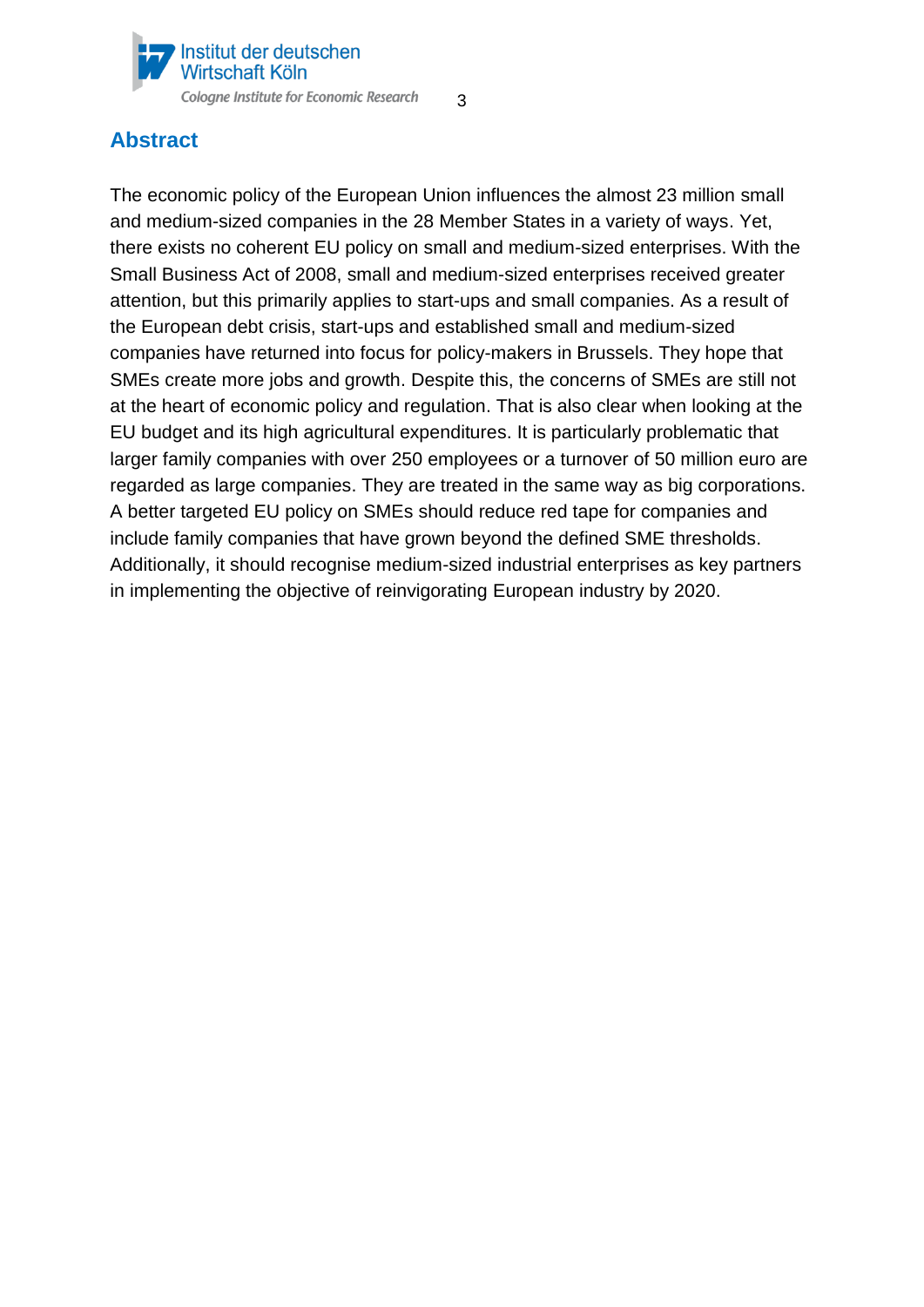## Abstract

The economic policy of the European Union influences the almost 23 million small and medium-sized companies in the 28 Member States in a variety of ways. Yet, there exists no coherent EU policy on small and medium-sized enterprises. With the Small Business Act of 2008, small and medium-sized enterprises received greater attention, but this primarily applies to start-ups and small companies. As a result of the European debt crisis, start-ups and established small and medium-sized companies have returned into focus for policy-makers in Brussels. They hope that SMEs create more jobs and growth. Despite this, the concerns of SMEs are still not at the heart of economic policy and regulation. That is also clear when looking at the EU budget and its high agricultural expenditures. It is particularly problematic that larger family companies with over 250 employees or a turnover of 50 million euro are regarded as large companies. They are treated in the same way as big corporations. A better targeted EU policy on SMEs should reduce red tape for companies and include family companies that have grown beyond the defined SME thresholds. Additionally, it should recognise medium-sized industrial enterprises as key partners in implementing the objective of reinvigorating European industry by 2020.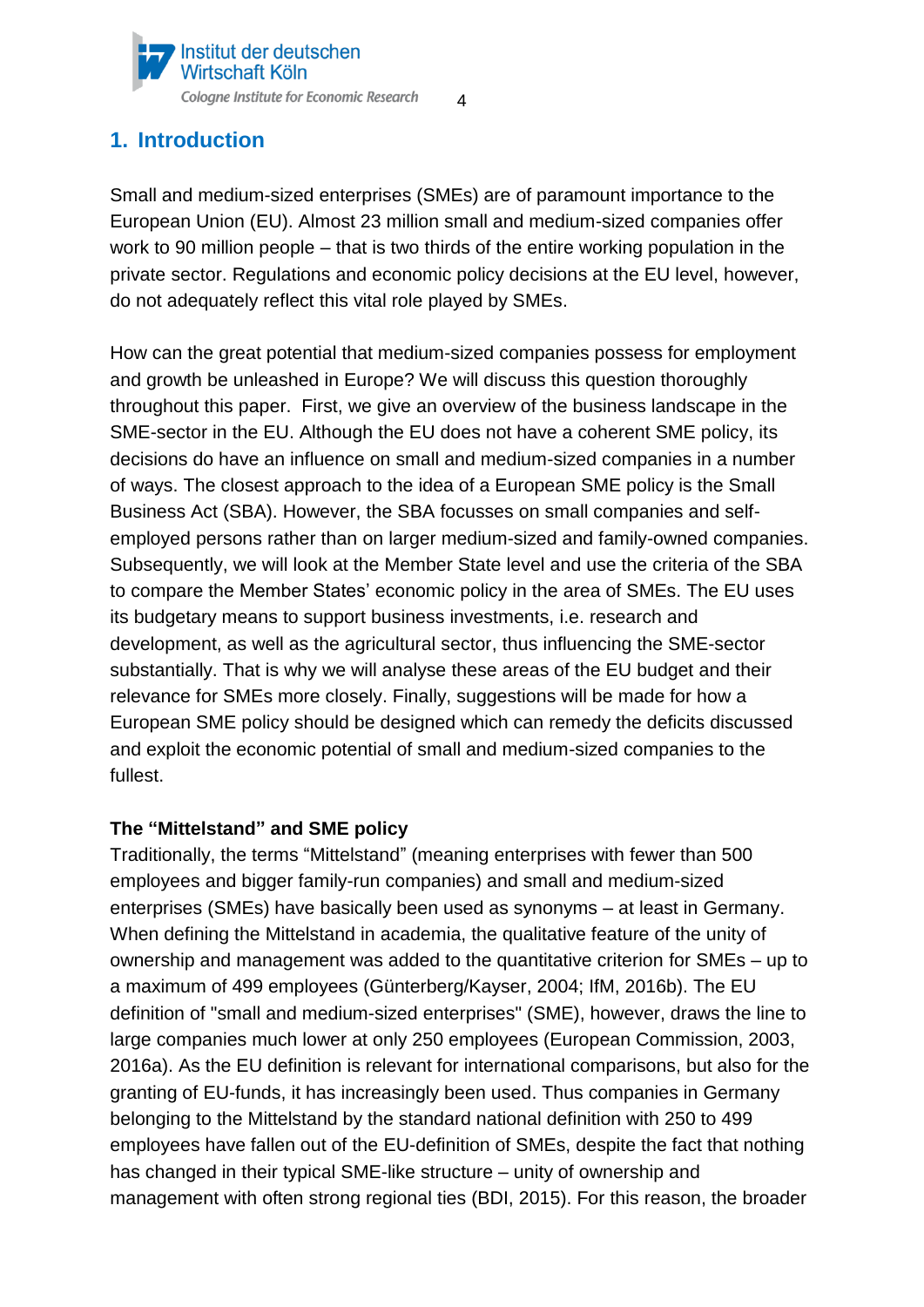## 1. Introduction

Small and medium-sized enterprises (SMEs) are of paramount importance to the European Union (EU). Almost 23 million small and medium-sized companies offer work to 90 million people – that is two thirds of the entire working population in the private sector. Regulations and economic policy decisions at the EU level, however, do not adequately reflect this vital role played by SMEs.

How can the great potential that medium-sized companies possess for employment and growth be unleashed in Europe? We will discuss this question thoroughly throughout this paper. First, we give an overview of the business landscape in the SME-sector in the EU. Although the EU does not have a coherent SME policy, its decisions do have an influence on small and medium-sized companies in a number of ways. The closest approach to the idea of a European SME policy is the Small Business Act (SBA). However, the SBA focusses on small companies and self-employed persons rather than on larger medium-sized and family-owned companies. Subsequently, we will look at the Member State level and use the criteria of the SBA to compare the Member States' economic policy in the area of SMEs. The EU uses its budgetary means to support business investments, i.e. research and development, as well as the agricultural sector, thus influencing the SME-sector substantially. That is why we will analyse these areas of the EU budget and their relevance for SMEs more closely. Finally, suggestions will be made for how a European SME policy should be designed which can remedy the deficits discussed and exploit the economic potential of small and medium-sized companies to the fullest.

### The "Mittelstand" and SME policy

Traditionally, the terms "Mittelstand" (meaning enterprises with fewer than 500 employees and bigger family-run companies) and small and medium-sized enterprises (SMEs) have basically been used as synonyms – at least in Germany. When defining the Mittelstand in academia, the qualitative feature of the unity of ownership and management was added to the quantitative criterion for SMEs – up to a maximum of 499 employees (Günterberg/Kayser, 2004; IfM, 2016b). The EU definition of "small and medium-sized enterprises" (SME), however, draws the line to large companies much lower at only 250 employees (European Commission, 2003, 2016a). As the EU definition is relevant for international comparisons, but also for the granting of EU-funds, it has increasingly been used. Thus companies in Germany belonging to the Mittelstand by the standard national definition with 250 to 499 employees have fallen out of the EU-definition of SMEs, despite the fact that nothing has changed in their typical SME-like structure – unity of ownership and management with often strong regional ties (BDI, 2015). For this reason, the broader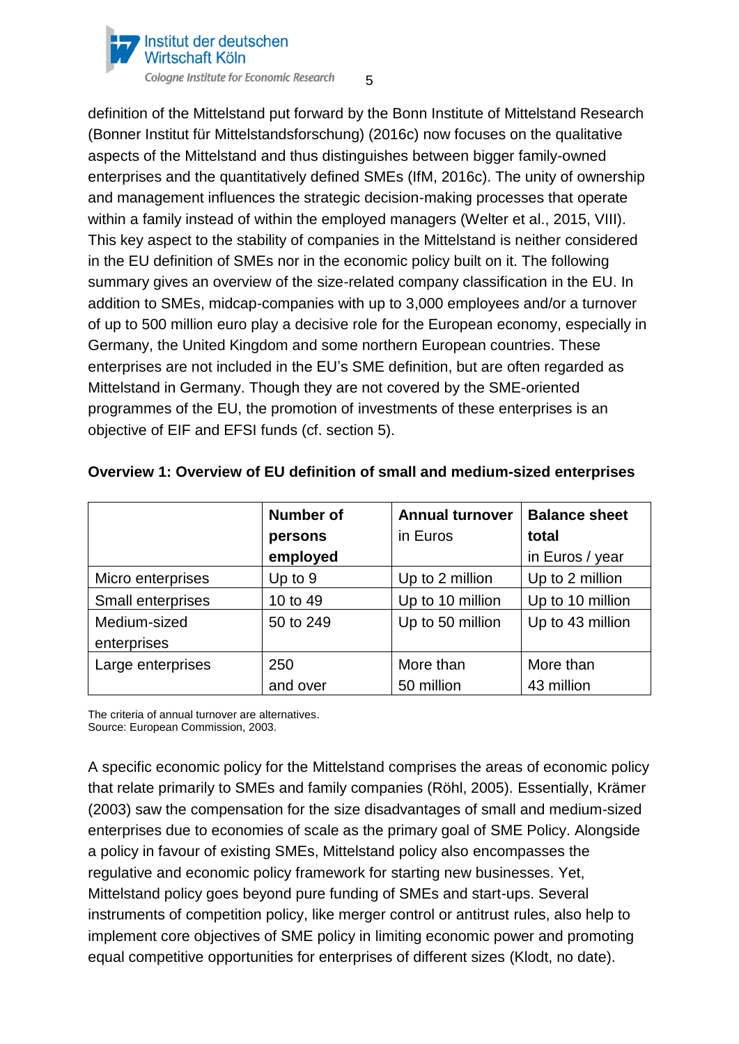definition of the Mittelstand put forward by the Bonn Institute of Mittelstand Research (Bonner Institut für Mittelstandsforschung) (2016c) now focuses on the qualitative aspects of the Mittelstand and thus distinguishes between bigger family-owned enterprises and the quantitatively defined SMEs (IfM, 2016c). The unity of ownership and management influences the strategic decision-making processes that operate within a family instead of within the employed managers (Welter et al., 2015, VIII). This key aspect to the stability of companies in the Mittelstand is neither considered in the EU definition of SMEs nor in the economic policy built on it. The following summary gives an overview of the size-related company classification in the EU. In addition to SMEs, midcap-companies with up to 3,000 employees and/or a turnover of up to 500 million euro play a decisive role for the European economy, especially in Germany, the United Kingdom and some northern European countries. These enterprises are not included in the EU's SME definition, but are often regarded as Mittelstand in Germany. Though they are not covered by the SME-oriented programmes of the EU, the promotion of investments of these enterprises is an objective of EIF and EFSI funds (cf. section 5).

**Overview 1: Overview of EU definition of small and medium-sized enterprises**

| | **Number of persons employed** | **Annual turnover** in Euros | **Balance sheet total** in Euros / year |
|---|---|---|---|
| Micro enterprises | Up to 9 | Up to 2 million | Up to 2 million |
| Small enterprises | 10 to 49 | Up to 10 million | Up to 10 million |
| Medium-sized enterprises | 50 to 249 | Up to 50 million | Up to 43 million |
| Large enterprises | 250 and over | More than 50 million | More than 43 million |

The criteria of annual turnover are alternatives.
Source: European Commission, 2003.

A specific economic policy for the Mittelstand comprises the areas of economic policy that relate primarily to SMEs and family companies (Röhl, 2005). Essentially, Krämer (2003) saw the compensation for the size disadvantages of small and medium-sized enterprises due to economies of scale as the primary goal of SME Policy. Alongside a policy in favour of existing SMEs, Mittelstand policy also encompasses the regulative and economic policy framework for starting new businesses. Yet, Mittelstand policy goes beyond pure funding of SMEs and start-ups. Several instruments of competition policy, like merger control or antitrust rules, also help to implement core objectives of SME policy in limiting economic power and promoting equal competitive opportunities for enterprises of different sizes (Klodt, no date).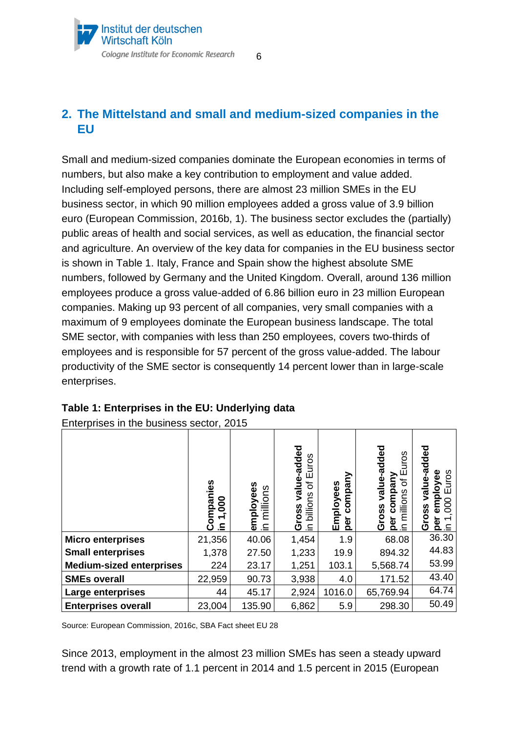## 2. The Mittelstand and small and medium-sized companies in the EU

Small and medium-sized companies dominate the European economies in terms of numbers, but also make a key contribution to employment and value added. Including self-employed persons, there are almost 23 million SMEs in the EU business sector, in which 90 million employees added a gross value of 3.9 billion euro (European Commission, 2016b, 1). The business sector excludes the (partially) public areas of health and social services, as well as education, the financial sector and agriculture. An overview of the key data for companies in the EU business sector is shown in Table 1. Italy, France and Spain show the highest absolute SME numbers, followed by Germany and the United Kingdom. Overall, around 136 million employees produce a gross value-added of 6.86 billion euro in 23 million European companies. Making up 93 percent of all companies, very small companies with a maximum of 9 employees dominate the European business landscape. The total SME sector, with companies with less than 250 employees, covers two-thirds of employees and is responsible for 57 percent of the gross value-added. The labour productivity of the SME sector is consequently 14 percent lower than in large-scale enterprises.

**Table 1: Enterprises in the EU: Underlying data**

Enterprises in the business sector, 2015

| | **Companies** in 1,000 | **employees** in millions | **Gross value-added** in billions of Euros | **Employees per company** | **Gross value-added per company** in millions of Euros | **Gross value-added per employee** in 1,000 Euros |
|---|---|---|---|---|---|---|
| **Micro enterprises** | 21,356 | 40.06 | 1,454 | 1.9 | 68.08 | 36.30 |
| **Small enterprises** | 1,378 | 27.50 | 1,233 | 19.9 | 894.32 | 44.83 |
| **Medium-sized enterprises** | 224 | 23.17 | 1,251 | 103.1 | 5,568.74 | 53.99 |
| **SMEs overall** | 22,959 | 90.73 | 3,938 | 4.0 | 171.52 | 43.40 |
| **Large enterprises** | 44 | 45.17 | 2,924 | 1016.0 | 65,769.94 | 64.74 |
| **Enterprises overall** | 23,004 | 135.90 | 6,862 | 5.9 | 298.30 | 50.49 |

Source: European Commission, 2016c, SBA Fact sheet EU 28

Since 2013, employment in the almost 23 million SMEs has seen a steady upward trend with a growth rate of 1.1 percent in 2014 and 1.5 percent in 2015 (European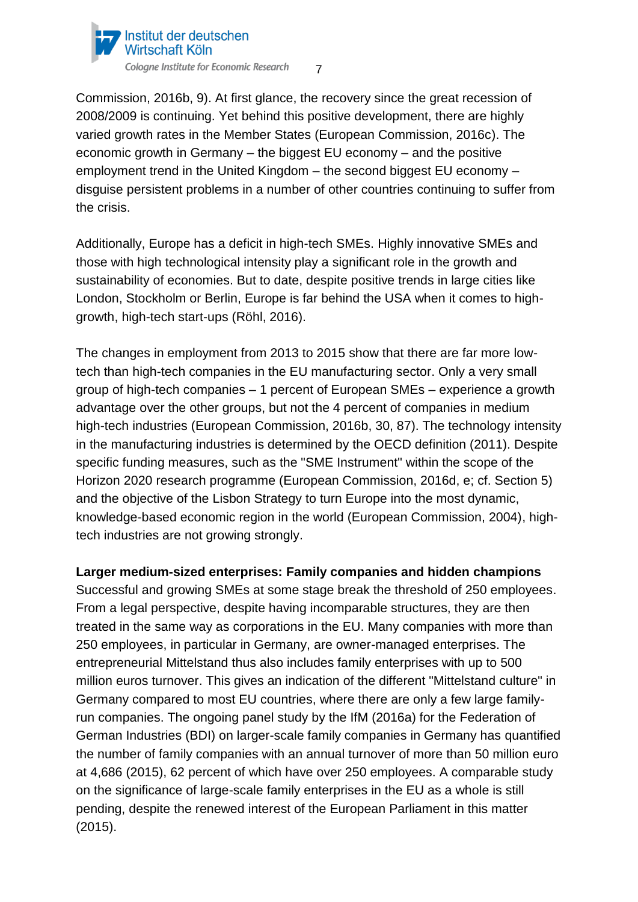Commission, 2016b, 9). At first glance, the recovery since the great recession of 2008/2009 is continuing. Yet behind this positive development, there are highly varied growth rates in the Member States (European Commission, 2016c). The economic growth in Germany – the biggest EU economy – and the positive employment trend in the United Kingdom – the second biggest EU economy – disguise persistent problems in a number of other countries continuing to suffer from the crisis.

Additionally, Europe has a deficit in high-tech SMEs. Highly innovative SMEs and those with high technological intensity play a significant role in the growth and sustainability of economies. But to date, despite positive trends in large cities like London, Stockholm or Berlin, Europe is far behind the USA when it comes to high-growth, high-tech start-ups (Röhl, 2016).

The changes in employment from 2013 to 2015 show that there are far more low-tech than high-tech companies in the EU manufacturing sector. Only a very small group of high-tech companies – 1 percent of European SMEs – experience a growth advantage over the other groups, but not the 4 percent of companies in medium high-tech industries (European Commission, 2016b, 30, 87). The technology intensity in the manufacturing industries is determined by the OECD definition (2011). Despite specific funding measures, such as the "SME Instrument" within the scope of the Horizon 2020 research programme (European Commission, 2016d, e; cf. Section 5) and the objective of the Lisbon Strategy to turn Europe into the most dynamic, knowledge-based economic region in the world (European Commission, 2004), high-tech industries are not growing strongly.

**Larger medium-sized enterprises: Family companies and hidden champions**

Successful and growing SMEs at some stage break the threshold of 250 employees. From a legal perspective, despite having incomparable structures, they are then treated in the same way as corporations in the EU. Many companies with more than 250 employees, in particular in Germany, are owner-managed enterprises. The entrepreneurial Mittelstand thus also includes family enterprises with up to 500 million euros turnover. This gives an indication of the different "Mittelstand culture" in Germany compared to most EU countries, where there are only a few large family-run companies. The ongoing panel study by the IfM (2016a) for the Federation of German Industries (BDI) on larger-scale family companies in Germany has quantified the number of family companies with an annual turnover of more than 50 million euro at 4,686 (2015), 62 percent of which have over 250 employees. A comparable study on the significance of large-scale family enterprises in the EU as a whole is still pending, despite the renewed interest of the European Parliament in this matter (2015).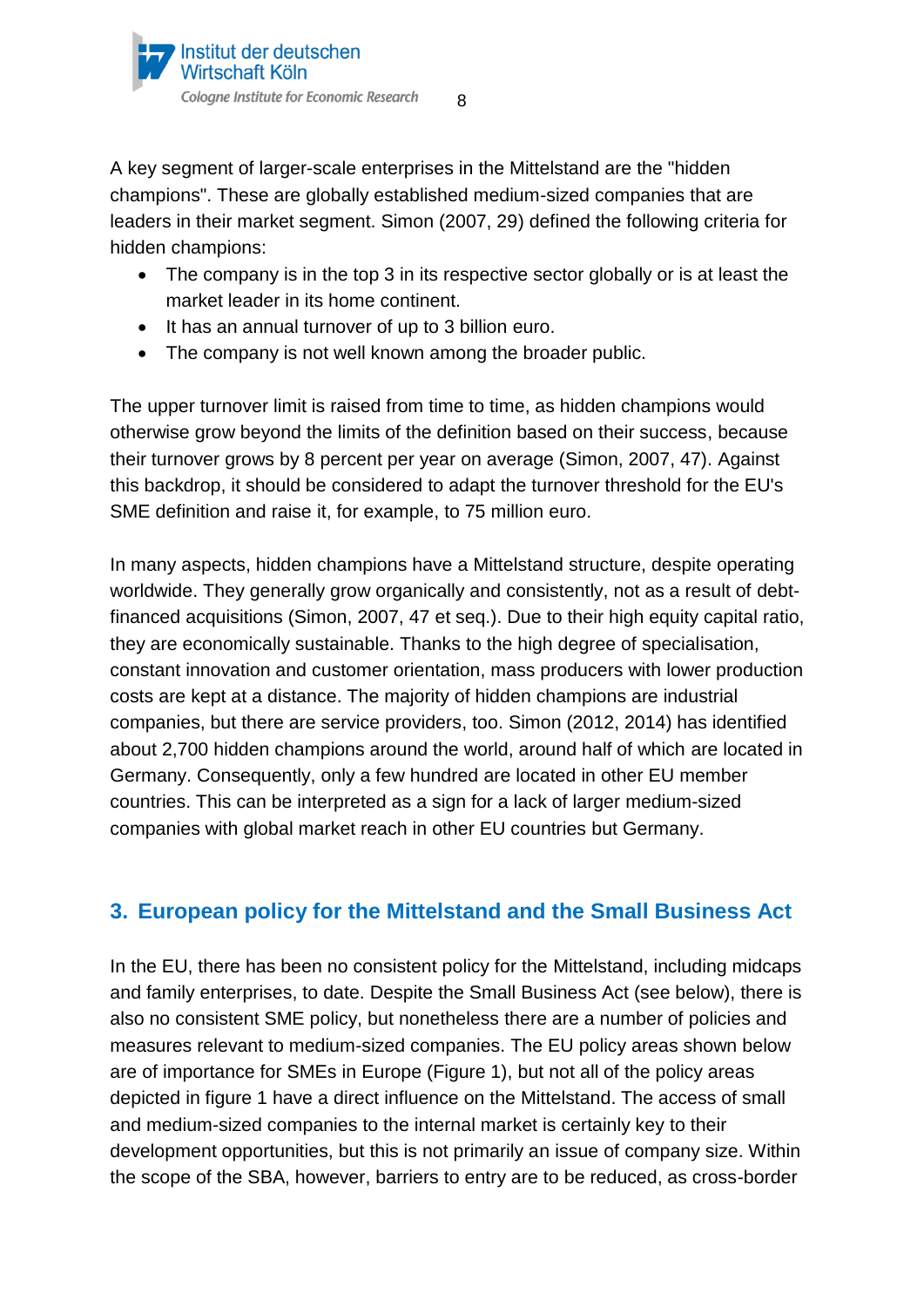A key segment of larger-scale enterprises in the Mittelstand are the "hidden champions". These are globally established medium-sized companies that are leaders in their market segment. Simon (2007, 29) defined the following criteria for hidden champions:

- The company is in the top 3 in its respective sector globally or is at least the market leader in its home continent.
- It has an annual turnover of up to 3 billion euro.
- The company is not well known among the broader public.

The upper turnover limit is raised from time to time, as hidden champions would otherwise grow beyond the limits of the definition based on their success, because their turnover grows by 8 percent per year on average (Simon, 2007, 47). Against this backdrop, it should be considered to adapt the turnover threshold for the EU's SME definition and raise it, for example, to 75 million euro.

In many aspects, hidden champions have a Mittelstand structure, despite operating worldwide. They generally grow organically and consistently, not as a result of debt-financed acquisitions (Simon, 2007, 47 et seq.). Due to their high equity capital ratio, they are economically sustainable. Thanks to the high degree of specialisation, constant innovation and customer orientation, mass producers with lower production costs are kept at a distance. The majority of hidden champions are industrial companies, but there are service providers, too. Simon (2012, 2014) has identified about 2,700 hidden champions around the world, around half of which are located in Germany. Consequently, only a few hundred are located in other EU member countries. This can be interpreted as a sign for a lack of larger medium-sized companies with global market reach in other EU countries but Germany.

## 3. European policy for the Mittelstand and the Small Business Act

In the EU, there has been no consistent policy for the Mittelstand, including midcaps and family enterprises, to date. Despite the Small Business Act (see below), there is also no consistent SME policy, but nonetheless there are a number of policies and measures relevant to medium-sized companies. The EU policy areas shown below are of importance for SMEs in Europe (Figure 1), but not all of the policy areas depicted in figure 1 have a direct influence on the Mittelstand. The access of small and medium-sized companies to the internal market is certainly key to their development opportunities, but this is not primarily an issue of company size. Within the scope of the SBA, however, barriers to entry are to be reduced, as cross-border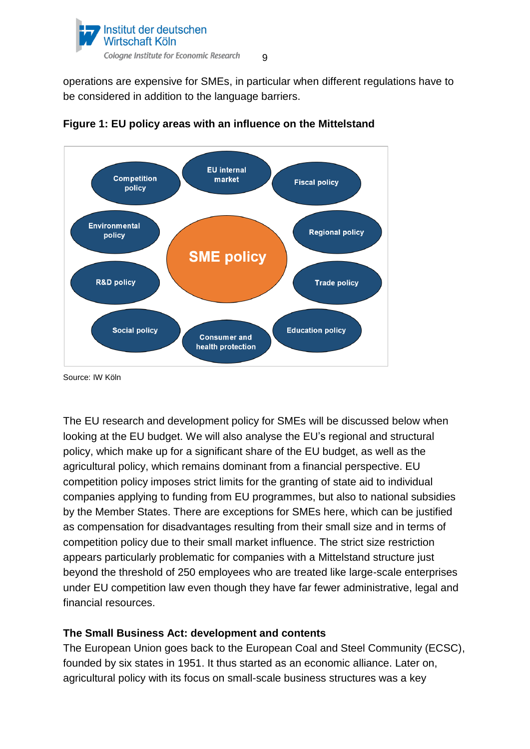operations are expensive for SMEs, in particular when different regulations have to be considered in addition to the language barriers.

**Figure 1: EU policy areas with an influence on the Mittelstand**

Competition policy

EU internal market

Fiscal policy

Environmental policy

SME policy

Regional policy

R&D policy

Trade policy

Social policy

Consumer and health protection

Education policy

Source: IW Köln

The EU research and development policy for SMEs will be discussed below when looking at the EU budget. We will also analyse the EU's regional and structural policy, which make up for a significant share of the EU budget, as well as the agricultural policy, which remains dominant from a financial perspective. EU competition policy imposes strict limits for the granting of state aid to individual companies applying to funding from EU programmes, but also to national subsidies by the Member States. There are exceptions for SMEs here, which can be justified as compensation for disadvantages resulting from their small size and in terms of competition policy due to their small market influence. The strict size restriction appears particularly problematic for companies with a Mittelstand structure just beyond the threshold of 250 employees who are treated like large-scale enterprises under EU competition law even though they have far fewer administrative, legal and financial resources.

**The Small Business Act: development and contents**

The European Union goes back to the European Coal and Steel Community (ECSC), founded by six states in 1951. It thus started as an economic alliance. Later on, agricultural policy with its focus on small-scale business structures was a key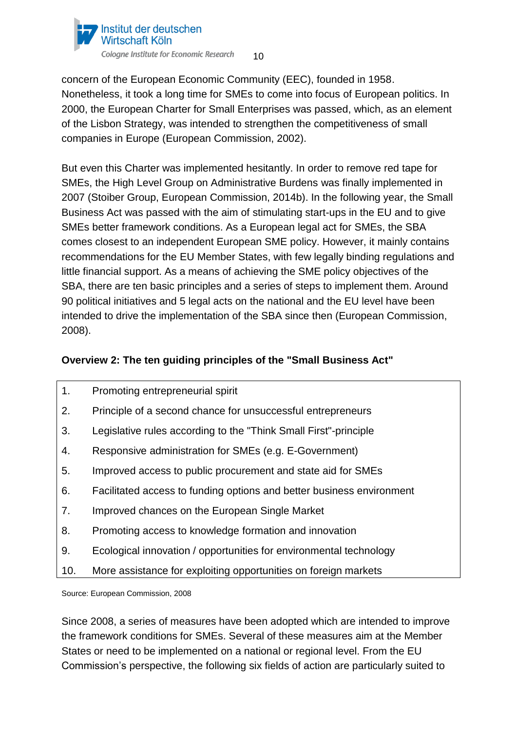concern of the European Economic Community (EEC), founded in 1958. Nonetheless, it took a long time for SMEs to come into focus of European politics. In 2000, the European Charter for Small Enterprises was passed, which, as an element of the Lisbon Strategy, was intended to strengthen the competitiveness of small companies in Europe (European Commission, 2002).

But even this Charter was implemented hesitantly. In order to remove red tape for SMEs, the High Level Group on Administrative Burdens was finally implemented in 2007 (Stoiber Group, European Commission, 2014b). In the following year, the Small Business Act was passed with the aim of stimulating start-ups in the EU and to give SMEs better framework conditions. As a European legal act for SMEs, the SBA comes closest to an independent European SME policy. However, it mainly contains recommendations for the EU Member States, with few legally binding regulations and little financial support. As a means of achieving the SME policy objectives of the SBA, there are ten basic principles and a series of steps to implement them. Around 90 political initiatives and 5 legal acts on the national and the EU level have been intended to drive the implementation of the SBA since then (European Commission, 2008).

**Overview 2: The ten guiding principles of the "Small Business Act"**

1. Promoting entrepreneurial spirit
2. Principle of a second chance for unsuccessful entrepreneurs
3. Legislative rules according to the "Think Small First"-principle
4. Responsive administration for SMEs (e.g. E-Government)
5. Improved access to public procurement and state aid for SMEs
6. Facilitated access to funding options and better business environment
7. Improved chances on the European Single Market
8. Promoting access to knowledge formation and innovation
9. Ecological innovation / opportunities for environmental technology
10. More assistance for exploiting opportunities on foreign markets

Source: European Commission, 2008

Since 2008, a series of measures have been adopted which are intended to improve the framework conditions for SMEs. Several of these measures aim at the Member States or need to be implemented on a national or regional level. From the EU Commission's perspective, the following six fields of action are particularly suited to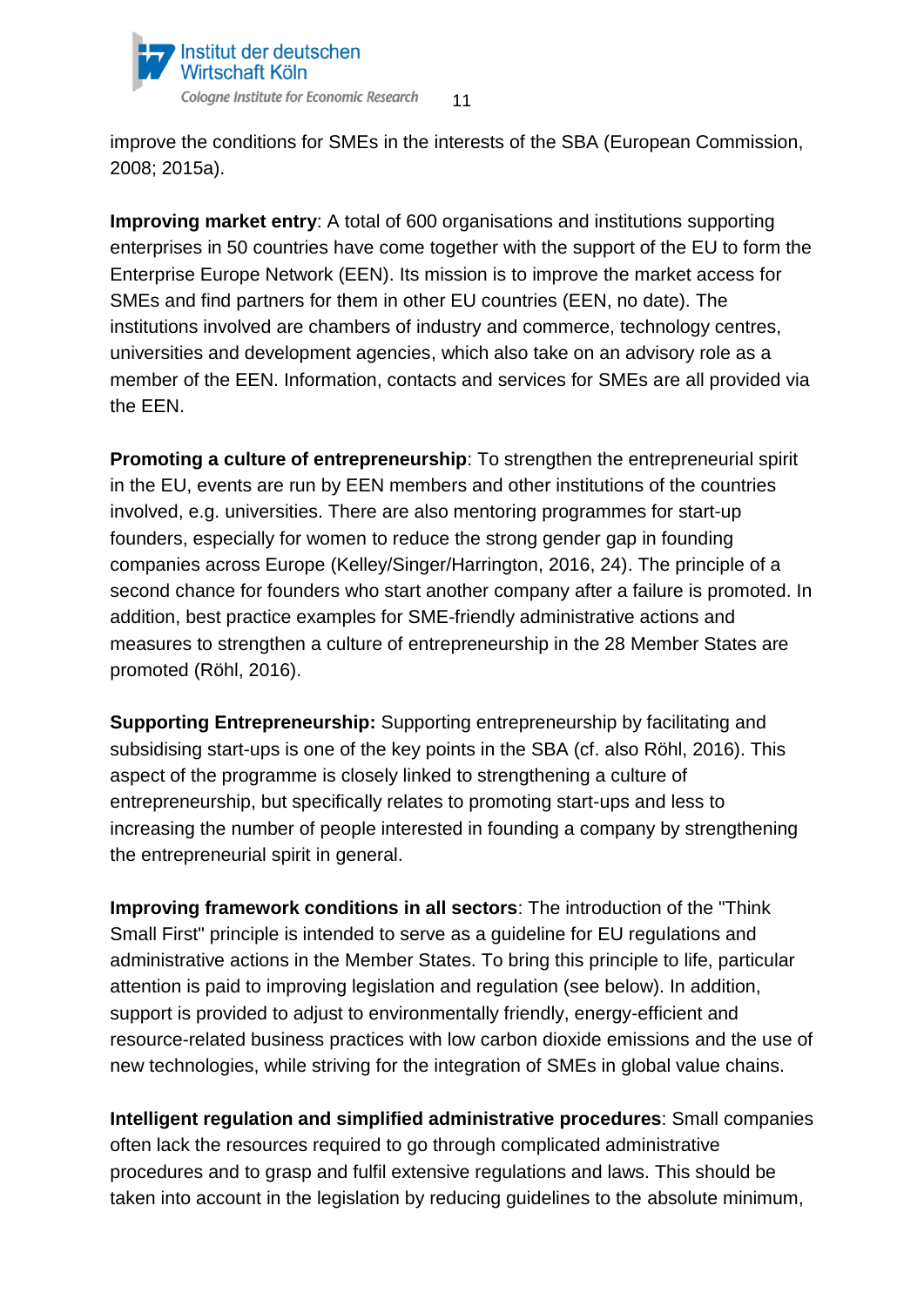improve the conditions for SMEs in the interests of the SBA (European Commission, 2008; 2015a).

**Improving market entry**: A total of 600 organisations and institutions supporting enterprises in 50 countries have come together with the support of the EU to form the Enterprise Europe Network (EEN). Its mission is to improve the market access for SMEs and find partners for them in other EU countries (EEN, no date). The institutions involved are chambers of industry and commerce, technology centres, universities and development agencies, which also take on an advisory role as a member of the EEN. Information, contacts and services for SMEs are all provided via the EEN.

**Promoting a culture of entrepreneurship**: To strengthen the entrepreneurial spirit in the EU, events are run by EEN members and other institutions of the countries involved, e.g. universities. There are also mentoring programmes for start-up founders, especially for women to reduce the strong gender gap in founding companies across Europe (Kelley/Singer/Harrington, 2016, 24). The principle of a second chance for founders who start another company after a failure is promoted. In addition, best practice examples for SME-friendly administrative actions and measures to strengthen a culture of entrepreneurship in the 28 Member States are promoted (Röhl, 2016).

**Supporting Entrepreneurship:** Supporting entrepreneurship by facilitating and subsidising start-ups is one of the key points in the SBA (cf. also Röhl, 2016). This aspect of the programme is closely linked to strengthening a culture of entrepreneurship, but specifically relates to promoting start-ups and less to increasing the number of people interested in founding a company by strengthening the entrepreneurial spirit in general.

**Improving framework conditions in all sectors**: The introduction of the "Think Small First" principle is intended to serve as a guideline for EU regulations and administrative actions in the Member States. To bring this principle to life, particular attention is paid to improving legislation and regulation (see below). In addition, support is provided to adjust to environmentally friendly, energy-efficient and resource-related business practices with low carbon dioxide emissions and the use of new technologies, while striving for the integration of SMEs in global value chains.

**Intelligent regulation and simplified administrative procedures**: Small companies often lack the resources required to go through complicated administrative procedures and to grasp and fulfil extensive regulations and laws. This should be taken into account in the legislation by reducing guidelines to the absolute minimum,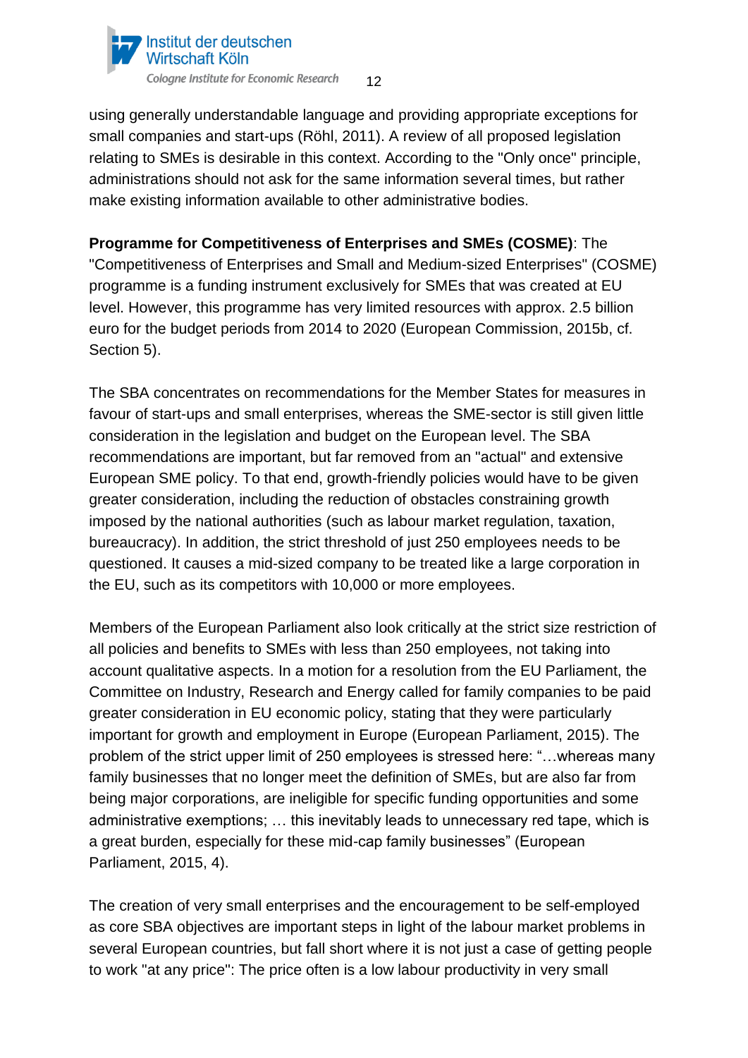using generally understandable language and providing appropriate exceptions for small companies and start-ups (Röhl, 2011). A review of all proposed legislation relating to SMEs is desirable in this context. According to the "Only once" principle, administrations should not ask for the same information several times, but rather make existing information available to other administrative bodies.

**Programme for Competitiveness of Enterprises and SMEs (COSME)**: The "Competitiveness of Enterprises and Small and Medium-sized Enterprises" (COSME) programme is a funding instrument exclusively for SMEs that was created at EU level. However, this programme has very limited resources with approx. 2.5 billion euro for the budget periods from 2014 to 2020 (European Commission, 2015b, cf. Section 5).

The SBA concentrates on recommendations for the Member States for measures in favour of start-ups and small enterprises, whereas the SME-sector is still given little consideration in the legislation and budget on the European level. The SBA recommendations are important, but far removed from an "actual" and extensive European SME policy. To that end, growth-friendly policies would have to be given greater consideration, including the reduction of obstacles constraining growth imposed by the national authorities (such as labour market regulation, taxation, bureaucracy). In addition, the strict threshold of just 250 employees needs to be questioned. It causes a mid-sized company to be treated like a large corporation in the EU, such as its competitors with 10,000 or more employees.

Members of the European Parliament also look critically at the strict size restriction of all policies and benefits to SMEs with less than 250 employees, not taking into account qualitative aspects. In a motion for a resolution from the EU Parliament, the Committee on Industry, Research and Energy called for family companies to be paid greater consideration in EU economic policy, stating that they were particularly important for growth and employment in Europe (European Parliament, 2015). The problem of the strict upper limit of 250 employees is stressed here: "…whereas many family businesses that no longer meet the definition of SMEs, but are also far from being major corporations, are ineligible for specific funding opportunities and some administrative exemptions; … this inevitably leads to unnecessary red tape, which is a great burden, especially for these mid-cap family businesses" (European Parliament, 2015, 4).

The creation of very small enterprises and the encouragement to be self-employed as core SBA objectives are important steps in light of the labour market problems in several European countries, but fall short where it is not just a case of getting people to work "at any price": The price often is a low labour productivity in very small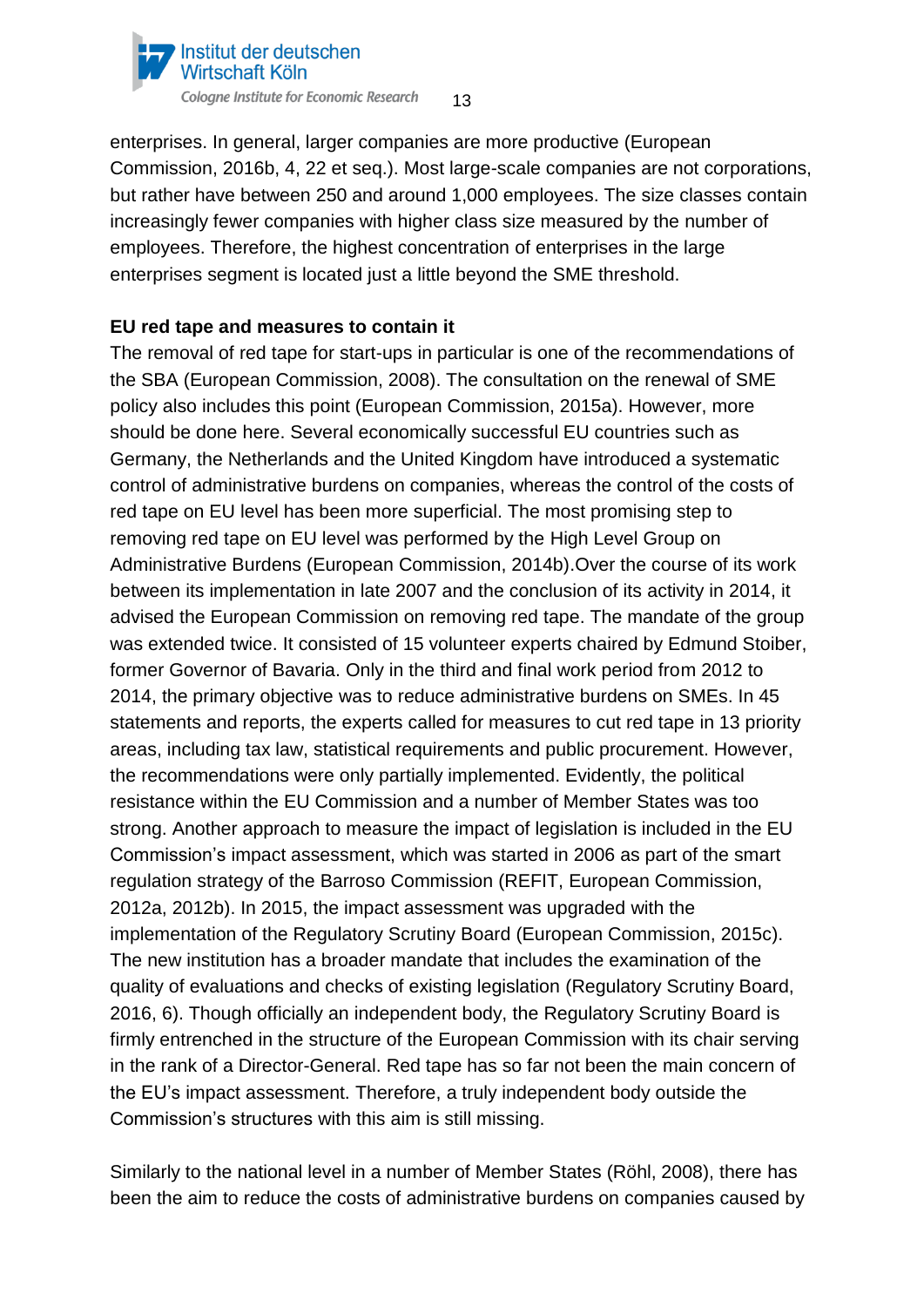enterprises. In general, larger companies are more productive (European Commission, 2016b, 4, 22 et seq.). Most large-scale companies are not corporations, but rather have between 250 and around 1,000 employees. The size classes contain increasingly fewer companies with higher class size measured by the number of employees. Therefore, the highest concentration of enterprises in the large enterprises segment is located just a little beyond the SME threshold.

**EU red tape and measures to contain it**

The removal of red tape for start-ups in particular is one of the recommendations of the SBA (European Commission, 2008). The consultation on the renewal of SME policy also includes this point (European Commission, 2015a). However, more should be done here. Several economically successful EU countries such as Germany, the Netherlands and the United Kingdom have introduced a systematic control of administrative burdens on companies, whereas the control of the costs of red tape on EU level has been more superficial. The most promising step to removing red tape on EU level was performed by the High Level Group on Administrative Burdens (European Commission, 2014b).Over the course of its work between its implementation in late 2007 and the conclusion of its activity in 2014, it advised the European Commission on removing red tape. The mandate of the group was extended twice. It consisted of 15 volunteer experts chaired by Edmund Stoiber, former Governor of Bavaria. Only in the third and final work period from 2012 to 2014, the primary objective was to reduce administrative burdens on SMEs. In 45 statements and reports, the experts called for measures to cut red tape in 13 priority areas, including tax law, statistical requirements and public procurement. However, the recommendations were only partially implemented. Evidently, the political resistance within the EU Commission and a number of Member States was too strong. Another approach to measure the impact of legislation is included in the EU Commission's impact assessment, which was started in 2006 as part of the smart regulation strategy of the Barroso Commission (REFIT, European Commission, 2012a, 2012b). In 2015, the impact assessment was upgraded with the implementation of the Regulatory Scrutiny Board (European Commission, 2015c). The new institution has a broader mandate that includes the examination of the quality of evaluations and checks of existing legislation (Regulatory Scrutiny Board, 2016, 6). Though officially an independent body, the Regulatory Scrutiny Board is firmly entrenched in the structure of the European Commission with its chair serving in the rank of a Director-General. Red tape has so far not been the main concern of the EU's impact assessment. Therefore, a truly independent body outside the Commission's structures with this aim is still missing.

Similarly to the national level in a number of Member States (Röhl, 2008), there has been the aim to reduce the costs of administrative burdens on companies caused by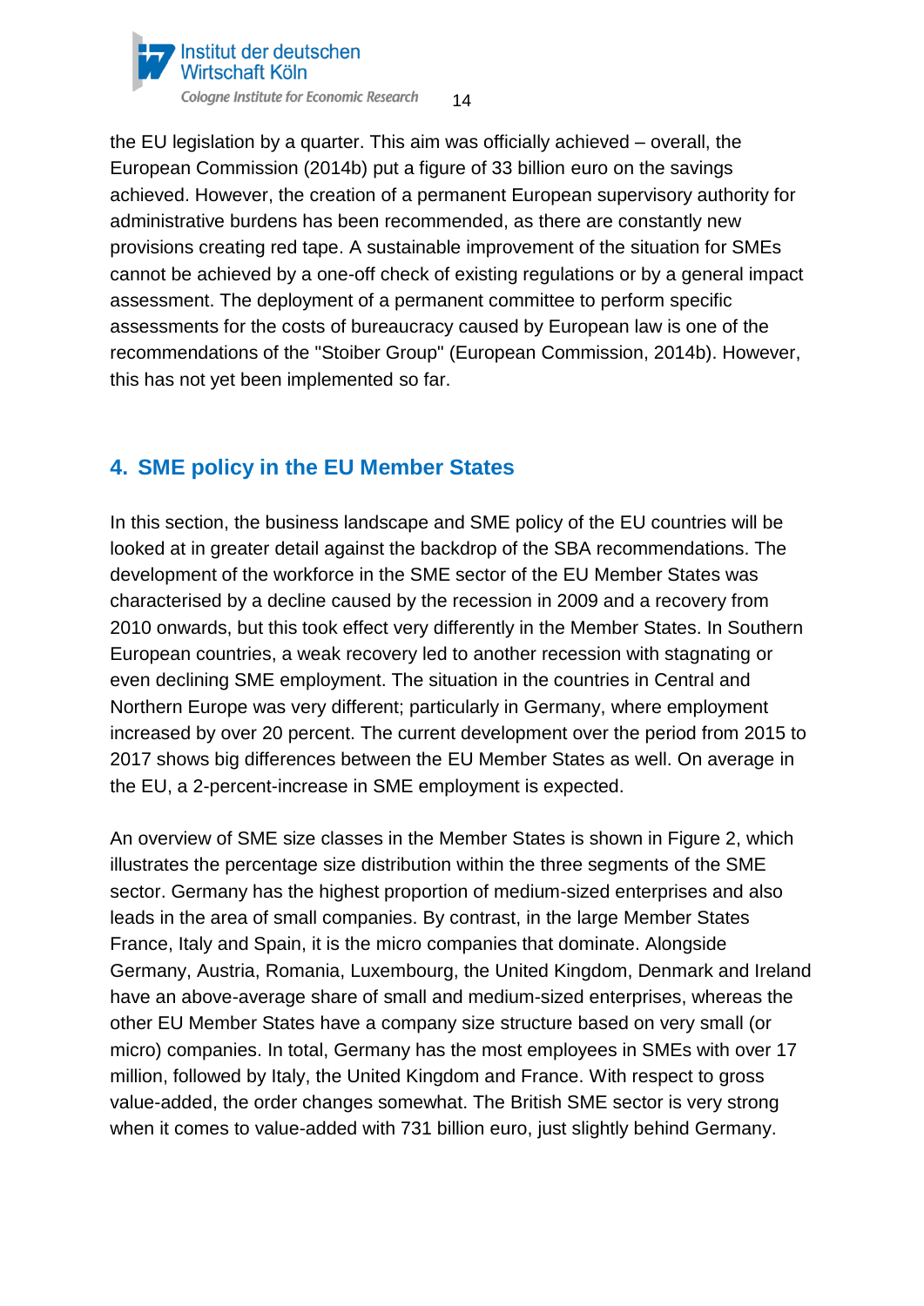the EU legislation by a quarter. This aim was officially achieved – overall, the European Commission (2014b) put a figure of 33 billion euro on the savings achieved. However, the creation of a permanent European supervisory authority for administrative burdens has been recommended, as there are constantly new provisions creating red tape. A sustainable improvement of the situation for SMEs cannot be achieved by a one-off check of existing regulations or by a general impact assessment. The deployment of a permanent committee to perform specific assessments for the costs of bureaucracy caused by European law is one of the recommendations of the "Stoiber Group" (European Commission, 2014b). However, this has not yet been implemented so far.

## 4. SME policy in the EU Member States

In this section, the business landscape and SME policy of the EU countries will be looked at in greater detail against the backdrop of the SBA recommendations. The development of the workforce in the SME sector of the EU Member States was characterised by a decline caused by the recession in 2009 and a recovery from 2010 onwards, but this took effect very differently in the Member States. In Southern European countries, a weak recovery led to another recession with stagnating or even declining SME employment. The situation in the countries in Central and Northern Europe was very different; particularly in Germany, where employment increased by over 20 percent. The current development over the period from 2015 to 2017 shows big differences between the EU Member States as well. On average in the EU, a 2-percent-increase in SME employment is expected.

An overview of SME size classes in the Member States is shown in Figure 2, which illustrates the percentage size distribution within the three segments of the SME sector. Germany has the highest proportion of medium-sized enterprises and also leads in the area of small companies. By contrast, in the large Member States France, Italy and Spain, it is the micro companies that dominate. Alongside Germany, Austria, Romania, Luxembourg, the United Kingdom, Denmark and Ireland have an above-average share of small and medium-sized enterprises, whereas the other EU Member States have a company size structure based on very small (or micro) companies. In total, Germany has the most employees in SMEs with over 17 million, followed by Italy, the United Kingdom and France. With respect to gross value-added, the order changes somewhat. The British SME sector is very strong when it comes to value-added with 731 billion euro, just slightly behind Germany.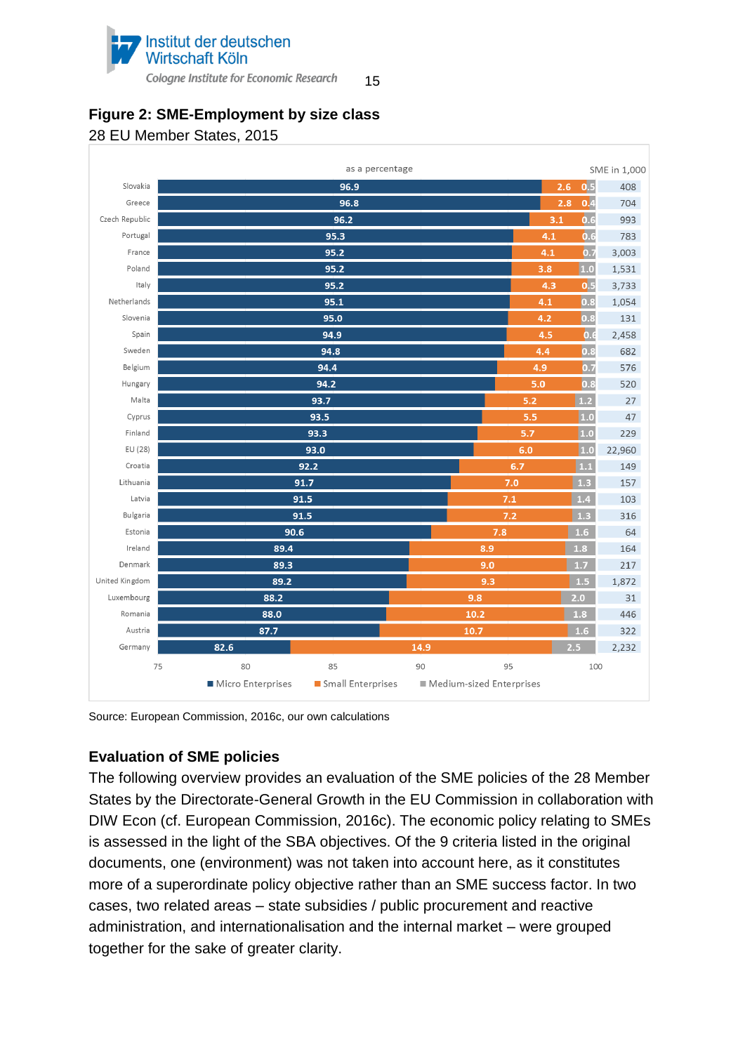**Figure 2: SME-Employment by size class**

28 EU Member States, 2015

| Country | Micro Enterprises (%) | Small Enterprises (%) | Medium-sized Enterprises (%) | SME in 1,000 |
|---|---|---|---|---|
| Slovakia | 96.9 | 2.6 | 0.5 | 408 |
| Greece | 96.8 | 2.8 | 0.4 | 704 |
| Czech Republic | 96.2 | 3.1 | 0.6 | 993 |
| Portugal | 95.3 | 4.1 | 0.6 | 783 |
| France | 95.2 | 4.1 | 0.7 | 3,003 |
| Poland | 95.2 | 3.8 | 1.0 | 1,531 |
| Italy | 95.2 | 4.3 | 0.5 | 3,733 |
| Netherlands | 95.1 | 4.1 | 0.8 | 1,054 |
| Slovenia | 95.0 | 4.2 | 0.8 | 131 |
| Spain | 94.9 | 4.5 | 0.6 | 2,458 |
| Sweden | 94.8 | 4.4 | 0.8 | 682 |
| Belgium | 94.4 | 4.9 | 0.7 | 576 |
| Hungary | 94.2 | 5.0 | 0.8 | 520 |
| Malta | 93.7 | 5.2 | 1.2 | 27 |
| Cyprus | 93.5 | 5.5 | 1.0 | 47 |
| Finland | 93.3 | 5.7 | 1.0 | 229 |
| EU (28) | 93.0 | 6.0 | 1.0 | 22,960 |
| Croatia | 92.2 | 6.7 | 1.1 | 149 |
| Lithuania | 91.7 | 7.0 | 1.3 | 157 |
| Latvia | 91.5 | 7.1 | 1.4 | 103 |
| Bulgaria | 91.5 | 7.2 | 1.3 | 316 |
| Estonia | 90.6 | 7.8 | 1.6 | 64 |
| Ireland | 89.4 | 8.9 | 1.8 | 164 |
| Denmark | 89.3 | 9.0 | 1.7 | 217 |
| United Kingdom | 89.2 | 9.3 | 1.5 | 1,872 |
| Luxembourg | 88.2 | 9.8 | 2.0 | 31 |
| Romania | 88.0 | 10.2 | 1.8 | 446 |
| Austria | 87.7 | 10.7 | 1.6 | 322 |
| Germany | 82.6 | 14.9 | 2.5 | 2,232 |

Source: European Commission, 2016c, our own calculations

## Evaluation of SME policies

The following overview provides an evaluation of the SME policies of the 28 Member States by the Directorate-General Growth in the EU Commission in collaboration with DIW Econ (cf. European Commission, 2016c). The economic policy relating to SMEs is assessed in the light of the SBA objectives. Of the 9 criteria listed in the original documents, one (environment) was not taken into account here, as it constitutes more of a superordinate policy objective rather than an SME success factor. In two cases, two related areas – state subsidies / public procurement and reactive administration, and internationalisation and the internal market – were grouped together for the sake of greater clarity.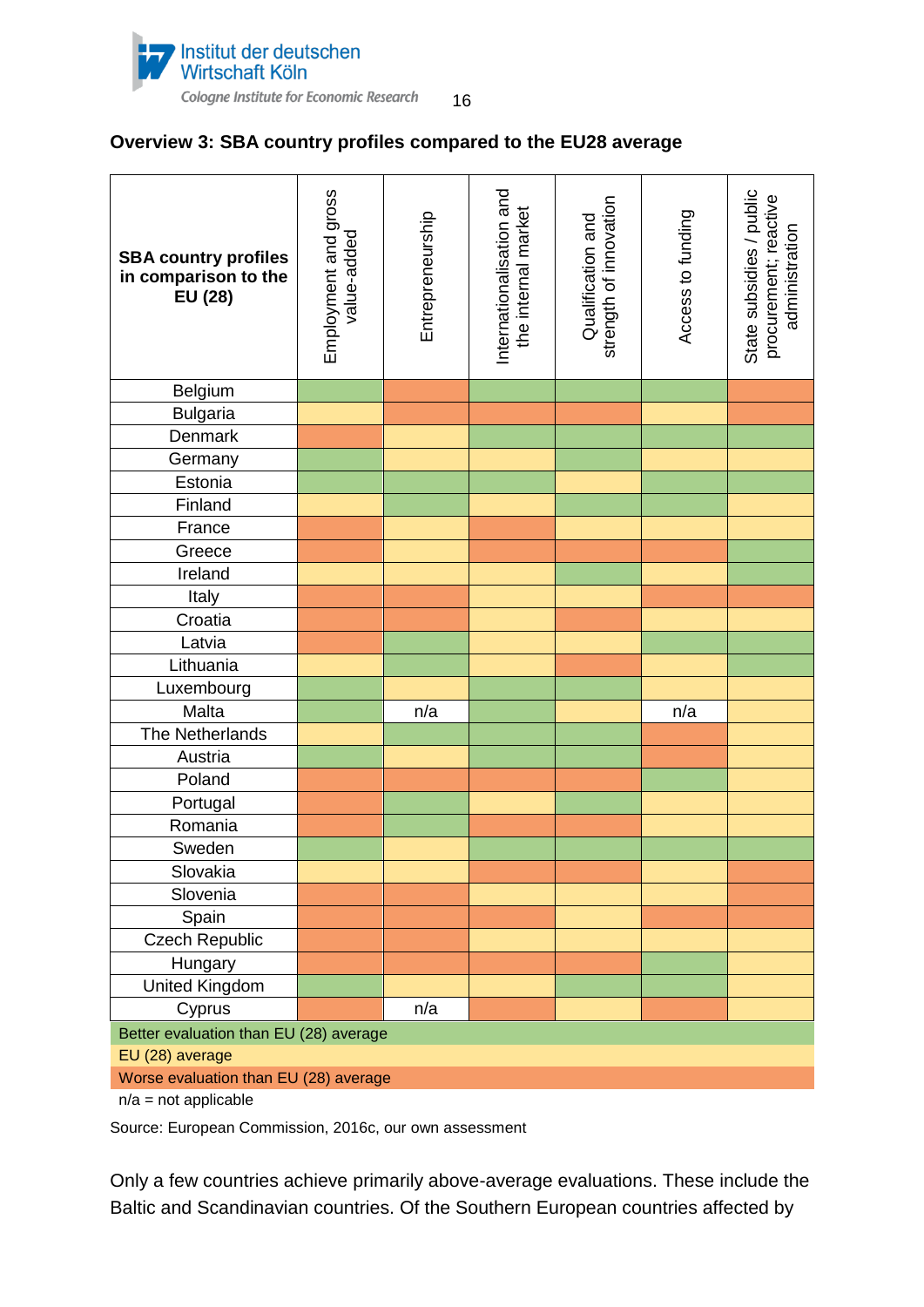**Overview 3: SBA country profiles compared to the EU28 average**

Cell colours in the original table are written here as the legend categories: **Better**, **Average** and **Worse**.

| SBA country profiles in comparison to the EU (28) | Employment and gross value-added | Entrepreneurship | Internationalisation and the internal market | Qualification and strength of innovation | Access to funding | State subsidies / public procurement; reactive administration |
|---|---|---|---|---|---|---|
| Belgium | Better | Worse | Better | Better | Better | Worse |
| Bulgaria | Average | Worse | Worse | Worse | Average | Worse |
| Denmark | Worse | Average | Better | Better | Better | Better |
| Germany | Better | Average | Average | Better | Average | Average |
| Estonia | Better | Better | Better | Average | Better | Better |
| Finland | Average | Better | Average | Better | Better | Average |
| France | Worse | Average | Worse | Average | Average | Average |
| Greece | Worse | Average | Worse | Worse | Worse | Better |
| Ireland | Average | Average | Average | Better | Average | Better |
| Italy | Worse | Worse | Average | Average | Worse | Worse |
| Croatia | Worse | Worse | Average | Worse | Average | Average |
| Latvia | Worse | Better | Average | Average | Better | Better |
| Lithuania | Average | Better | Average | Worse | Average | Better |
| Luxembourg | Better | Average | Better | Better | Average | Average |
| Malta | Better | n/a | Better | Average | n/a | Average |
| The Netherlands | Average | Better | Better | Better | Worse | Average |
| Austria | Better | Better | Better | Better | Worse | Average |
| Poland | Worse | Worse | Worse | Worse | Better | Average |
| Portugal | Worse | Better | Average | Better | Average | Average |
| Romania | Worse | Better | Worse | Worse | Average | Average |
| Sweden | Better | Average | Better | Better | Better | Better |
| Slovakia | Average | Average | Worse | Worse | Average | Worse |
| Slovenia | Worse | Worse | Average | Average | Average | Worse |
| Spain | Worse | Worse | Worse | Average | Worse | Worse |
| Czech Republic | Worse | Worse | Average | Average | Average | Average |
| Hungary | Worse | Worse | Worse | Worse | Better | Average |
| United Kingdom | Better | Average | Average | Better | Better | Average |
| Cyprus | Worse | n/a | Worse | Average | Worse | Average |

Better evaluation than EU (28) average

EU (28) average

Worse evaluation than EU (28) average

n/a = not applicable

Source: European Commission, 2016c, our own assessment

Only a few countries achieve primarily above-average evaluations. These include the Baltic and Scandinavian countries. Of the Southern European countries affected by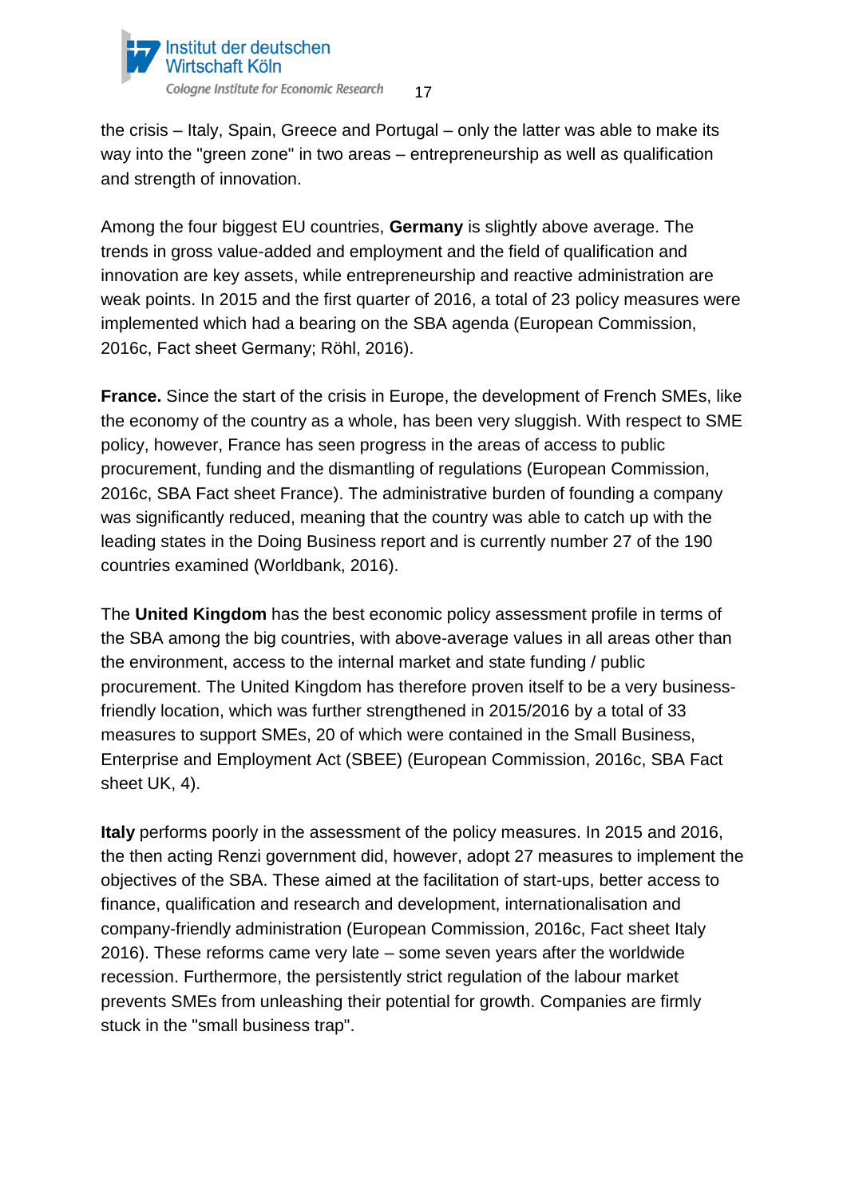the crisis – Italy, Spain, Greece and Portugal – only the latter was able to make its way into the "green zone" in two areas – entrepreneurship as well as qualification and strength of innovation.

Among the four biggest EU countries, **Germany** is slightly above average. The trends in gross value-added and employment and the field of qualification and innovation are key assets, while entrepreneurship and reactive administration are weak points. In 2015 and the first quarter of 2016, a total of 23 policy measures were implemented which had a bearing on the SBA agenda (European Commission, 2016c, Fact sheet Germany; Röhl, 2016).

**France.** Since the start of the crisis in Europe, the development of French SMEs, like the economy of the country as a whole, has been very sluggish. With respect to SME policy, however, France has seen progress in the areas of access to public procurement, funding and the dismantling of regulations (European Commission, 2016c, SBA Fact sheet France). The administrative burden of founding a company was significantly reduced, meaning that the country was able to catch up with the leading states in the Doing Business report and is currently number 27 of the 190 countries examined (Worldbank, 2016).

The **United Kingdom** has the best economic policy assessment profile in terms of the SBA among the big countries, with above-average values in all areas other than the environment, access to the internal market and state funding / public procurement. The United Kingdom has therefore proven itself to be a very business-friendly location, which was further strengthened in 2015/2016 by a total of 33 measures to support SMEs, 20 of which were contained in the Small Business, Enterprise and Employment Act (SBEE) (European Commission, 2016c, SBA Fact sheet UK, 4).

**Italy** performs poorly in the assessment of the policy measures. In 2015 and 2016, the then acting Renzi government did, however, adopt 27 measures to implement the objectives of the SBA. These aimed at the facilitation of start-ups, better access to finance, qualification and research and development, internationalisation and company-friendly administration (European Commission, 2016c, Fact sheet Italy 2016). These reforms came very late – some seven years after the worldwide recession. Furthermore, the persistently strict regulation of the labour market prevents SMEs from unleashing their potential for growth. Companies are firmly stuck in the "small business trap".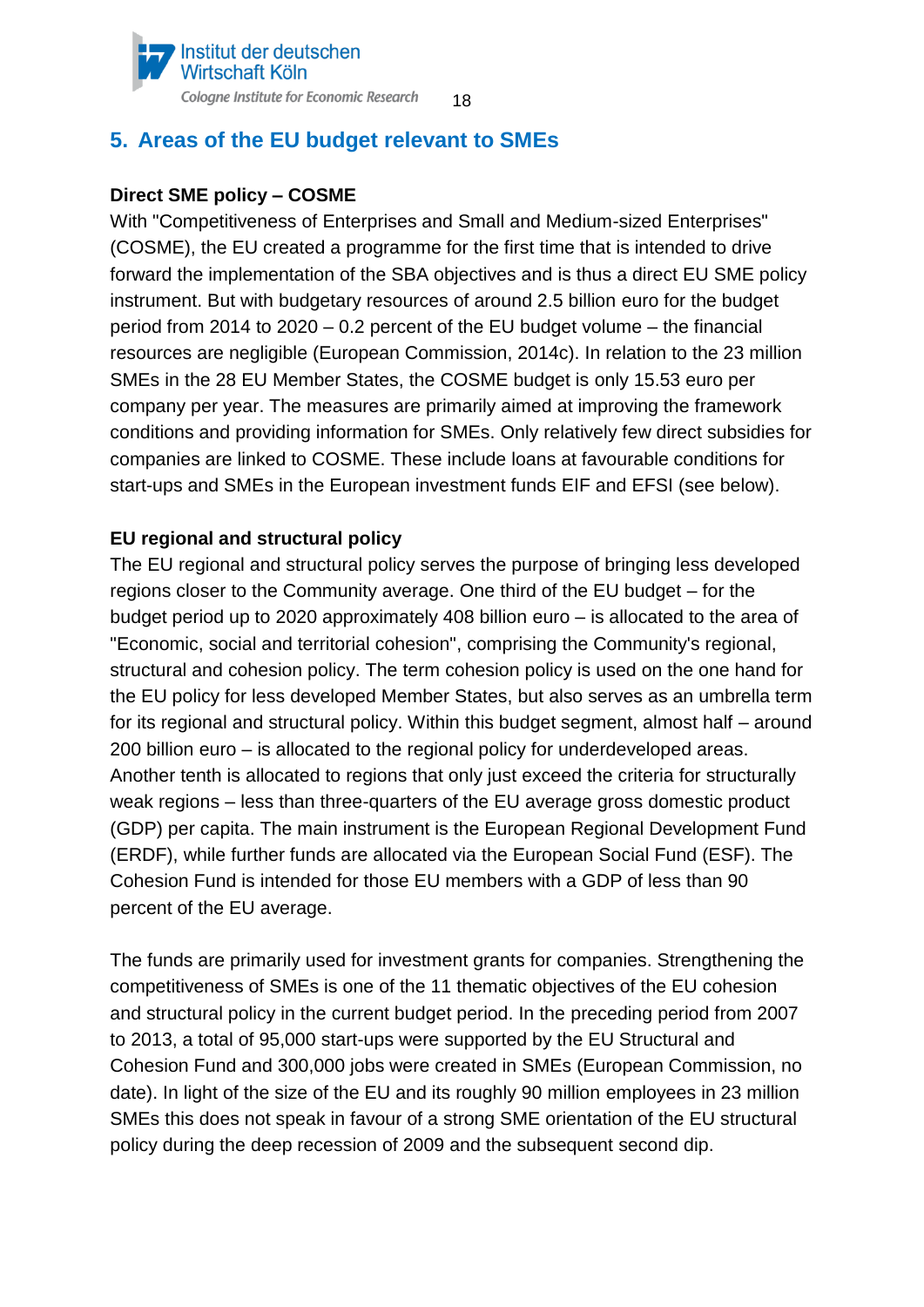## 5. Areas of the EU budget relevant to SMEs

**Direct SME policy – COSME**

With "Competitiveness of Enterprises and Small and Medium-sized Enterprises" (COSME), the EU created a programme for the first time that is intended to drive forward the implementation of the SBA objectives and is thus a direct EU SME policy instrument. But with budgetary resources of around 2.5 billion euro for the budget period from 2014 to 2020 – 0.2 percent of the EU budget volume – the financial resources are negligible (European Commission, 2014c). In relation to the 23 million SMEs in the 28 EU Member States, the COSME budget is only 15.53 euro per company per year. The measures are primarily aimed at improving the framework conditions and providing information for SMEs. Only relatively few direct subsidies for companies are linked to COSME. These include loans at favourable conditions for start-ups and SMEs in the European investment funds EIF and EFSI (see below).

**EU regional and structural policy**

The EU regional and structural policy serves the purpose of bringing less developed regions closer to the Community average. One third of the EU budget – for the budget period up to 2020 approximately 408 billion euro – is allocated to the area of "Economic, social and territorial cohesion", comprising the Community's regional, structural and cohesion policy. The term cohesion policy is used on the one hand for the EU policy for less developed Member States, but also serves as an umbrella term for its regional and structural policy. Within this budget segment, almost half – around 200 billion euro – is allocated to the regional policy for underdeveloped areas. Another tenth is allocated to regions that only just exceed the criteria for structurally weak regions – less than three-quarters of the EU average gross domestic product (GDP) per capita. The main instrument is the European Regional Development Fund (ERDF), while further funds are allocated via the European Social Fund (ESF). The Cohesion Fund is intended for those EU members with a GDP of less than 90 percent of the EU average.

The funds are primarily used for investment grants for companies. Strengthening the competitiveness of SMEs is one of the 11 thematic objectives of the EU cohesion and structural policy in the current budget period. In the preceding period from 2007 to 2013, a total of 95,000 start-ups were supported by the EU Structural and Cohesion Fund and 300,000 jobs were created in SMEs (European Commission, no date). In light of the size of the EU and its roughly 90 million employees in 23 million SMEs this does not speak in favour of a strong SME orientation of the EU structural policy during the deep recession of 2009 and the subsequent second dip.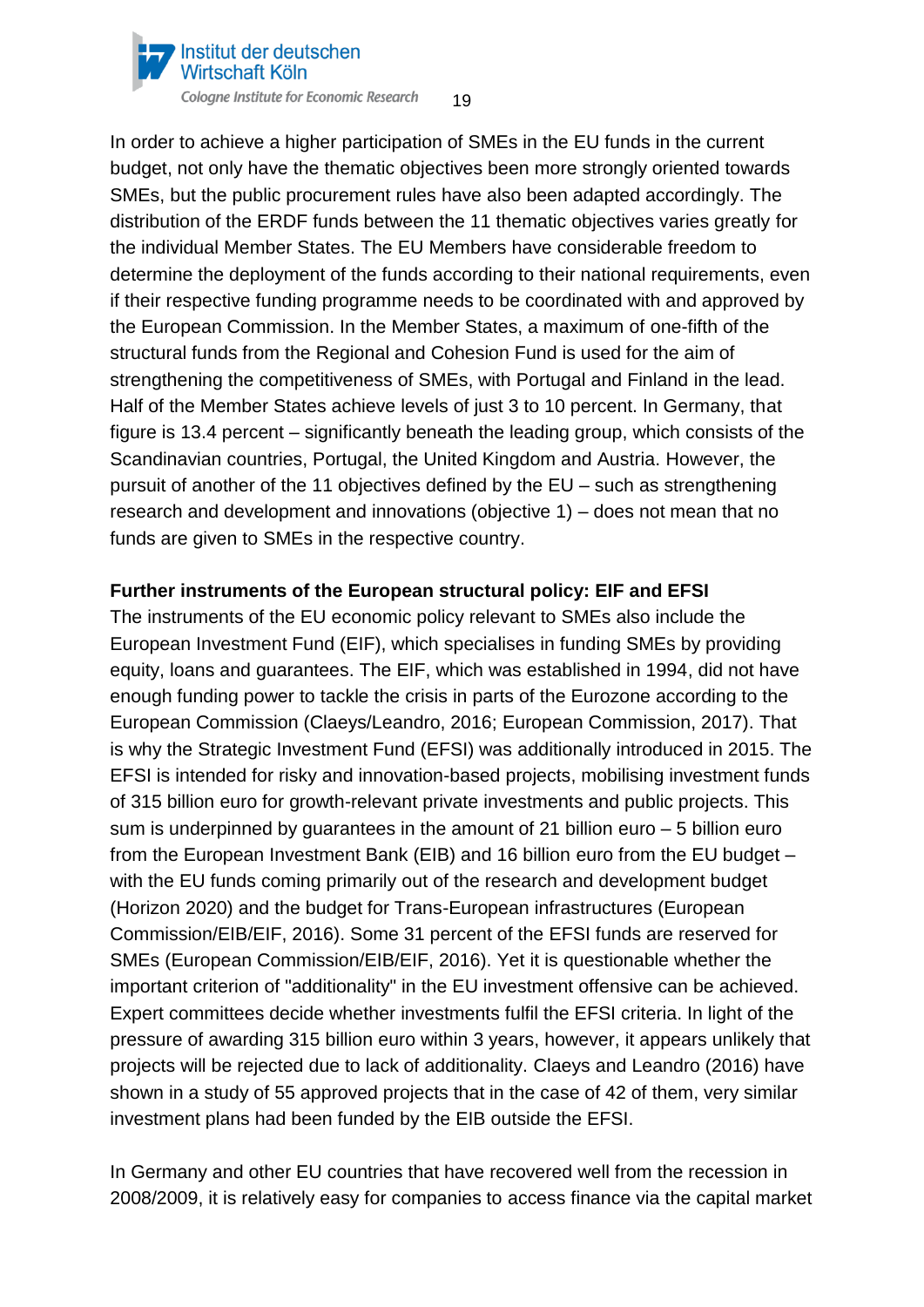In order to achieve a higher participation of SMEs in the EU funds in the current budget, not only have the thematic objectives been more strongly oriented towards SMEs, but the public procurement rules have also been adapted accordingly. The distribution of the ERDF funds between the 11 thematic objectives varies greatly for the individual Member States. The EU Members have considerable freedom to determine the deployment of the funds according to their national requirements, even if their respective funding programme needs to be coordinated with and approved by the European Commission. In the Member States, a maximum of one-fifth of the structural funds from the Regional and Cohesion Fund is used for the aim of strengthening the competitiveness of SMEs, with Portugal and Finland in the lead. Half of the Member States achieve levels of just 3 to 10 percent. In Germany, that figure is 13.4 percent – significantly beneath the leading group, which consists of the Scandinavian countries, Portugal, the United Kingdom and Austria. However, the pursuit of another of the 11 objectives defined by the EU – such as strengthening research and development and innovations (objective 1) – does not mean that no funds are given to SMEs in the respective country.

**Further instruments of the European structural policy: EIF and EFSI**

The instruments of the EU economic policy relevant to SMEs also include the European Investment Fund (EIF), which specialises in funding SMEs by providing equity, loans and guarantees. The EIF, which was established in 1994, did not have enough funding power to tackle the crisis in parts of the Eurozone according to the European Commission (Claeys/Leandro, 2016; European Commission, 2017). That is why the Strategic Investment Fund (EFSI) was additionally introduced in 2015. The EFSI is intended for risky and innovation-based projects, mobilising investment funds of 315 billion euro for growth-relevant private investments and public projects. This sum is underpinned by guarantees in the amount of 21 billion euro – 5 billion euro from the European Investment Bank (EIB) and 16 billion euro from the EU budget – with the EU funds coming primarily out of the research and development budget (Horizon 2020) and the budget for Trans-European infrastructures (European Commission/EIB/EIF, 2016). Some 31 percent of the EFSI funds are reserved for SMEs (European Commission/EIB/EIF, 2016). Yet it is questionable whether the important criterion of "additionality" in the EU investment offensive can be achieved. Expert committees decide whether investments fulfil the EFSI criteria. In light of the pressure of awarding 315 billion euro within 3 years, however, it appears unlikely that projects will be rejected due to lack of additionality. Claeys and Leandro (2016) have shown in a study of 55 approved projects that in the case of 42 of them, very similar investment plans had been funded by the EIB outside the EFSI.

In Germany and other EU countries that have recovered well from the recession in 2008/2009, it is relatively easy for companies to access finance via the capital market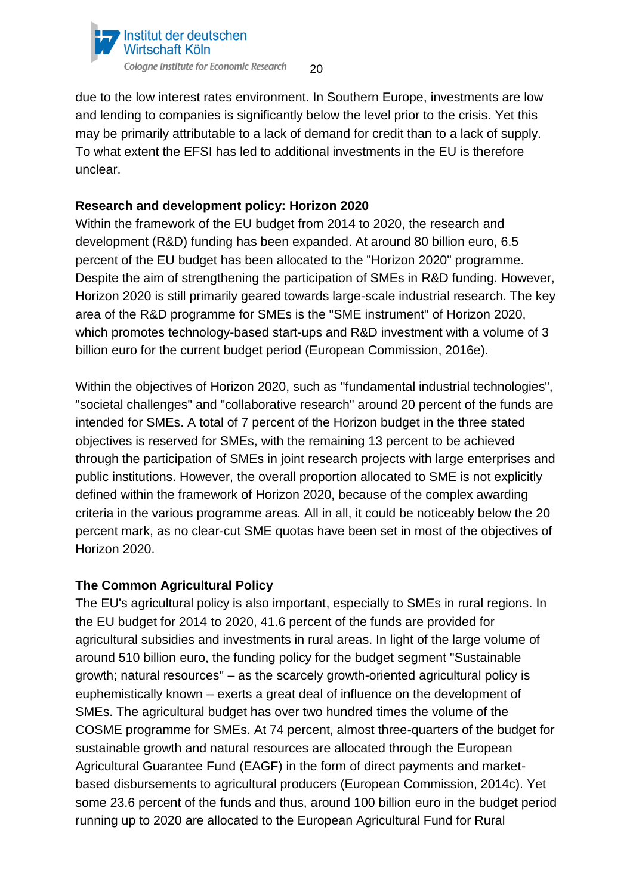due to the low interest rates environment. In Southern Europe, investments are low and lending to companies is significantly below the level prior to the crisis. Yet this may be primarily attributable to a lack of demand for credit than to a lack of supply. To what extent the EFSI has led to additional investments in the EU is therefore unclear.

**Research and development policy: Horizon 2020**

Within the framework of the EU budget from 2014 to 2020, the research and development (R&D) funding has been expanded. At around 80 billion euro, 6.5 percent of the EU budget has been allocated to the "Horizon 2020" programme. Despite the aim of strengthening the participation of SMEs in R&D funding. However, Horizon 2020 is still primarily geared towards large-scale industrial research. The key area of the R&D programme for SMEs is the "SME instrument" of Horizon 2020, which promotes technology-based start-ups and R&D investment with a volume of 3 billion euro for the current budget period (European Commission, 2016e).

Within the objectives of Horizon 2020, such as "fundamental industrial technologies", "societal challenges" and "collaborative research" around 20 percent of the funds are intended for SMEs. A total of 7 percent of the Horizon budget in the three stated objectives is reserved for SMEs, with the remaining 13 percent to be achieved through the participation of SMEs in joint research projects with large enterprises and public institutions. However, the overall proportion allocated to SME is not explicitly defined within the framework of Horizon 2020, because of the complex awarding criteria in the various programme areas. All in all, it could be noticeably below the 20 percent mark, as no clear-cut SME quotas have been set in most of the objectives of Horizon 2020.

**The Common Agricultural Policy**

The EU's agricultural policy is also important, especially to SMEs in rural regions. In the EU budget for 2014 to 2020, 41.6 percent of the funds are provided for agricultural subsidies and investments in rural areas. In light of the large volume of around 510 billion euro, the funding policy for the budget segment "Sustainable growth; natural resources" – as the scarcely growth-oriented agricultural policy is euphemistically known – exerts a great deal of influence on the development of SMEs. The agricultural budget has over two hundred times the volume of the COSME programme for SMEs. At 74 percent, almost three-quarters of the budget for sustainable growth and natural resources are allocated through the European Agricultural Guarantee Fund (EAGF) in the form of direct payments and market-based disbursements to agricultural producers (European Commission, 2014c). Yet some 23.6 percent of the funds and thus, around 100 billion euro in the budget period running up to 2020 are allocated to the European Agricultural Fund for Rural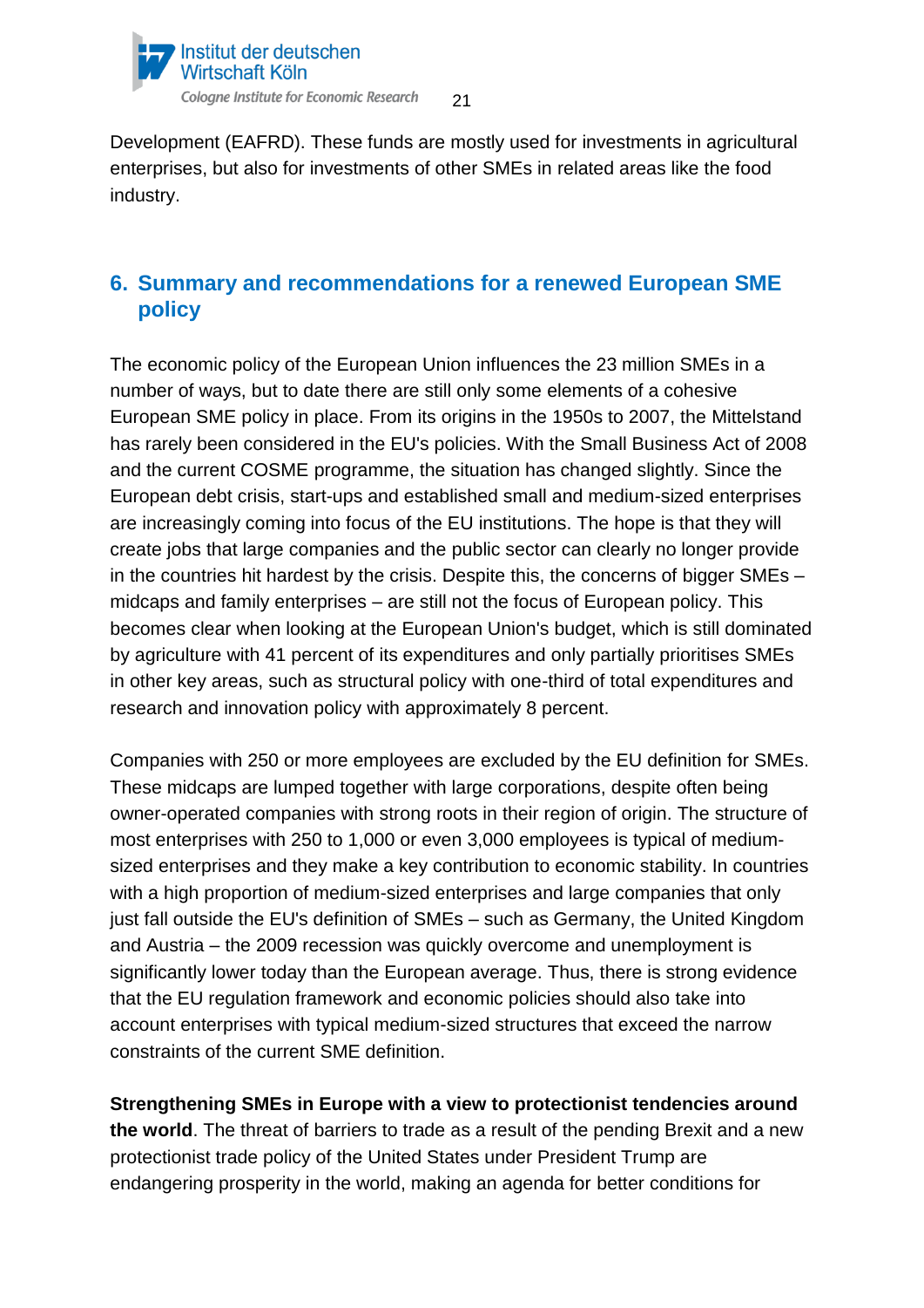Development (EAFRD). These funds are mostly used for investments in agricultural enterprises, but also for investments of other SMEs in related areas like the food industry.

## 6. Summary and recommendations for a renewed European SME policy

The economic policy of the European Union influences the 23 million SMEs in a number of ways, but to date there are still only some elements of a cohesive European SME policy in place. From its origins in the 1950s to 2007, the Mittelstand has rarely been considered in the EU's policies. With the Small Business Act of 2008 and the current COSME programme, the situation has changed slightly. Since the European debt crisis, start-ups and established small and medium-sized enterprises are increasingly coming into focus of the EU institutions. The hope is that they will create jobs that large companies and the public sector can clearly no longer provide in the countries hit hardest by the crisis. Despite this, the concerns of bigger SMEs – midcaps and family enterprises – are still not the focus of European policy. This becomes clear when looking at the European Union's budget, which is still dominated by agriculture with 41 percent of its expenditures and only partially prioritises SMEs in other key areas, such as structural policy with one-third of total expenditures and research and innovation policy with approximately 8 percent.

Companies with 250 or more employees are excluded by the EU definition for SMEs. These midcaps are lumped together with large corporations, despite often being owner-operated companies with strong roots in their region of origin. The structure of most enterprises with 250 to 1,000 or even 3,000 employees is typical of medium-sized enterprises and they make a key contribution to economic stability. In countries with a high proportion of medium-sized enterprises and large companies that only just fall outside the EU's definition of SMEs – such as Germany, the United Kingdom and Austria – the 2009 recession was quickly overcome and unemployment is significantly lower today than the European average. Thus, there is strong evidence that the EU regulation framework and economic policies should also take into account enterprises with typical medium-sized structures that exceed the narrow constraints of the current SME definition.

**Strengthening SMEs in Europe with a view to protectionist tendencies around the world**. The threat of barriers to trade as a result of the pending Brexit and a new protectionist trade policy of the United States under President Trump are endangering prosperity in the world, making an agenda for better conditions for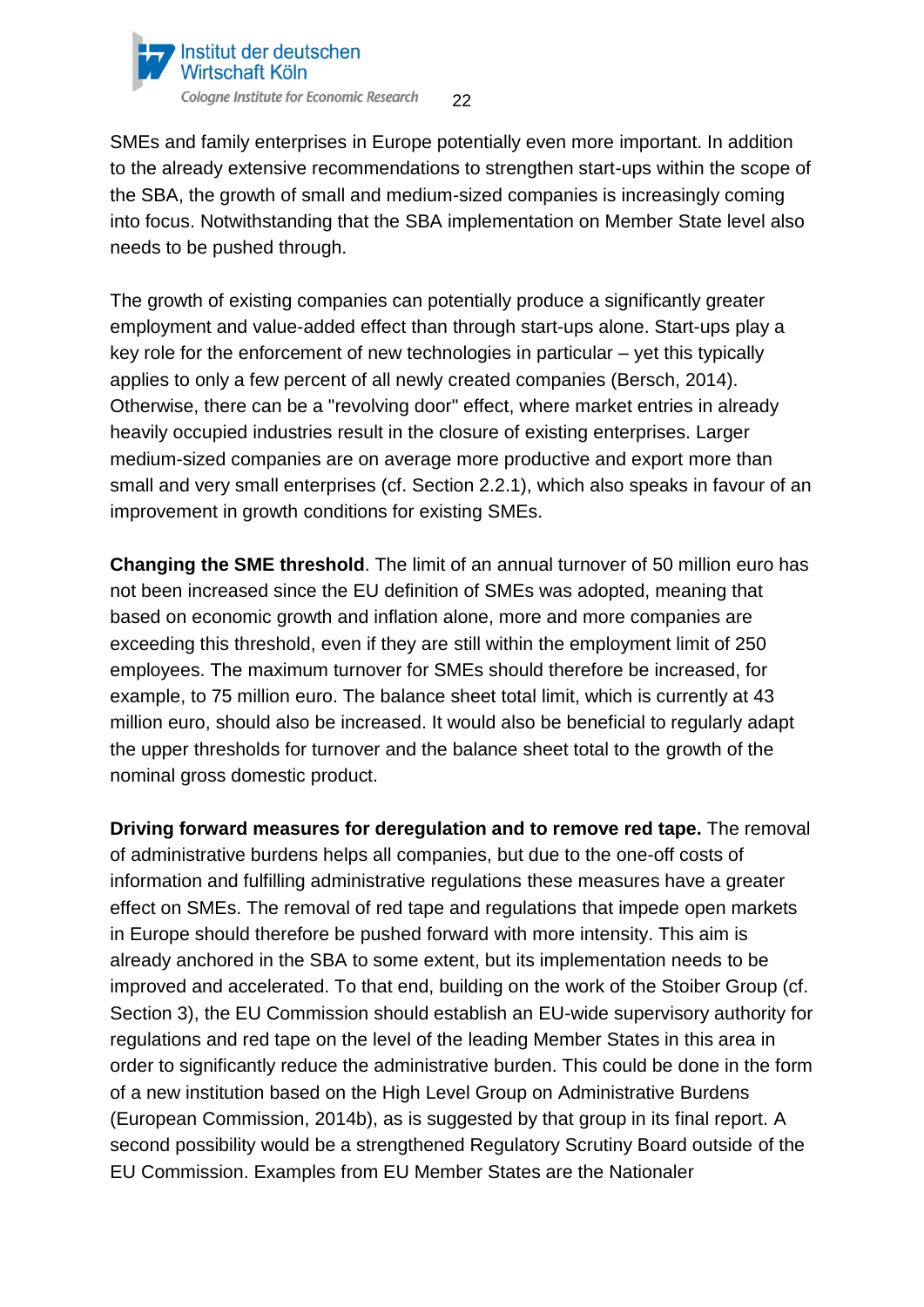SMEs and family enterprises in Europe potentially even more important. In addition to the already extensive recommendations to strengthen start-ups within the scope of the SBA, the growth of small and medium-sized companies is increasingly coming into focus. Notwithstanding that the SBA implementation on Member State level also needs to be pushed through.

The growth of existing companies can potentially produce a significantly greater employment and value-added effect than through start-ups alone. Start-ups play a key role for the enforcement of new technologies in particular – yet this typically applies to only a few percent of all newly created companies (Bersch, 2014). Otherwise, there can be a "revolving door" effect, where market entries in already heavily occupied industries result in the closure of existing enterprises. Larger medium-sized companies are on average more productive and export more than small and very small enterprises (cf. Section 2.2.1), which also speaks in favour of an improvement in growth conditions for existing SMEs.

**Changing the SME threshold**. The limit of an annual turnover of 50 million euro has not been increased since the EU definition of SMEs was adopted, meaning that based on economic growth and inflation alone, more and more companies are exceeding this threshold, even if they are still within the employment limit of 250 employees. The maximum turnover for SMEs should therefore be increased, for example, to 75 million euro. The balance sheet total limit, which is currently at 43 million euro, should also be increased. It would also be beneficial to regularly adapt the upper thresholds for turnover and the balance sheet total to the growth of the nominal gross domestic product.

**Driving forward measures for deregulation and to remove red tape.** The removal of administrative burdens helps all companies, but due to the one-off costs of information and fulfilling administrative regulations these measures have a greater effect on SMEs. The removal of red tape and regulations that impede open markets in Europe should therefore be pushed forward with more intensity. This aim is already anchored in the SBA to some extent, but its implementation needs to be improved and accelerated. To that end, building on the work of the Stoiber Group (cf. Section 3), the EU Commission should establish an EU-wide supervisory authority for regulations and red tape on the level of the leading Member States in this area in order to significantly reduce the administrative burden. This could be done in the form of a new institution based on the High Level Group on Administrative Burdens (European Commission, 2014b), as is suggested by that group in its final report. A second possibility would be a strengthened Regulatory Scrutiny Board outside of the EU Commission. Examples from EU Member States are the Nationaler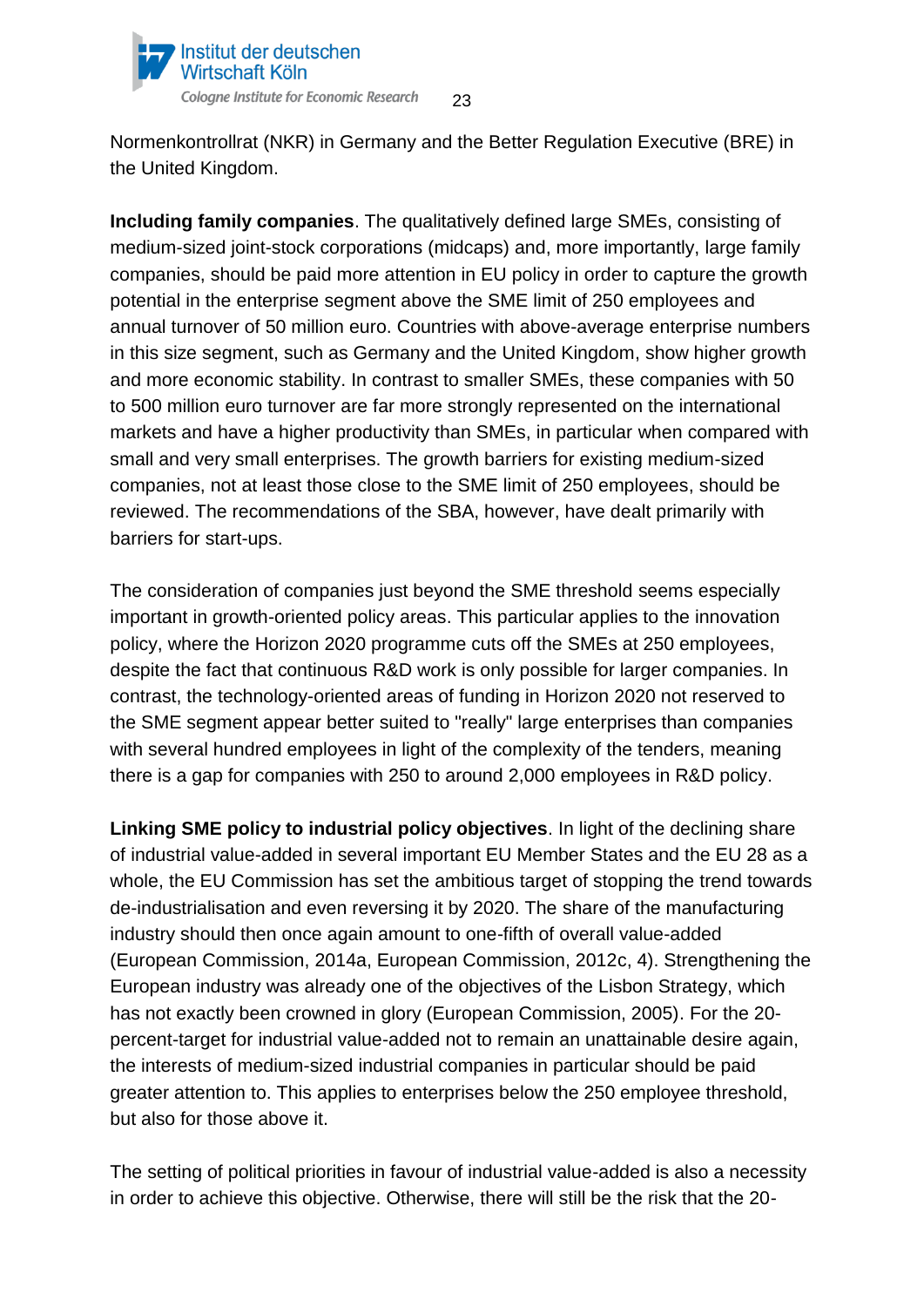Normenkontrollrat (NKR) in Germany and the Better Regulation Executive (BRE) in the United Kingdom.

**Including family companies**. The qualitatively defined large SMEs, consisting of medium-sized joint-stock corporations (midcaps) and, more importantly, large family companies, should be paid more attention in EU policy in order to capture the growth potential in the enterprise segment above the SME limit of 250 employees and annual turnover of 50 million euro. Countries with above-average enterprise numbers in this size segment, such as Germany and the United Kingdom, show higher growth and more economic stability. In contrast to smaller SMEs, these companies with 50 to 500 million euro turnover are far more strongly represented on the international markets and have a higher productivity than SMEs, in particular when compared with small and very small enterprises. The growth barriers for existing medium-sized companies, not at least those close to the SME limit of 250 employees, should be reviewed. The recommendations of the SBA, however, have dealt primarily with barriers for start-ups.

The consideration of companies just beyond the SME threshold seems especially important in growth-oriented policy areas. This particular applies to the innovation policy, where the Horizon 2020 programme cuts off the SMEs at 250 employees, despite the fact that continuous R&D work is only possible for larger companies. In contrast, the technology-oriented areas of funding in Horizon 2020 not reserved to the SME segment appear better suited to "really" large enterprises than companies with several hundred employees in light of the complexity of the tenders, meaning there is a gap for companies with 250 to around 2,000 employees in R&D policy.

**Linking SME policy to industrial policy objectives**. In light of the declining share of industrial value-added in several important EU Member States and the EU 28 as a whole, the EU Commission has set the ambitious target of stopping the trend towards de-industrialisation and even reversing it by 2020. The share of the manufacturing industry should then once again amount to one-fifth of overall value-added (European Commission, 2014a, European Commission, 2012c, 4). Strengthening the European industry was already one of the objectives of the Lisbon Strategy, which has not exactly been crowned in glory (European Commission, 2005). For the 20-percent-target for industrial value-added not to remain an unattainable desire again, the interests of medium-sized industrial companies in particular should be paid greater attention to. This applies to enterprises below the 250 employee threshold, but also for those above it.

The setting of political priorities in favour of industrial value-added is also a necessity in order to achieve this objective. Otherwise, there will still be the risk that the 20-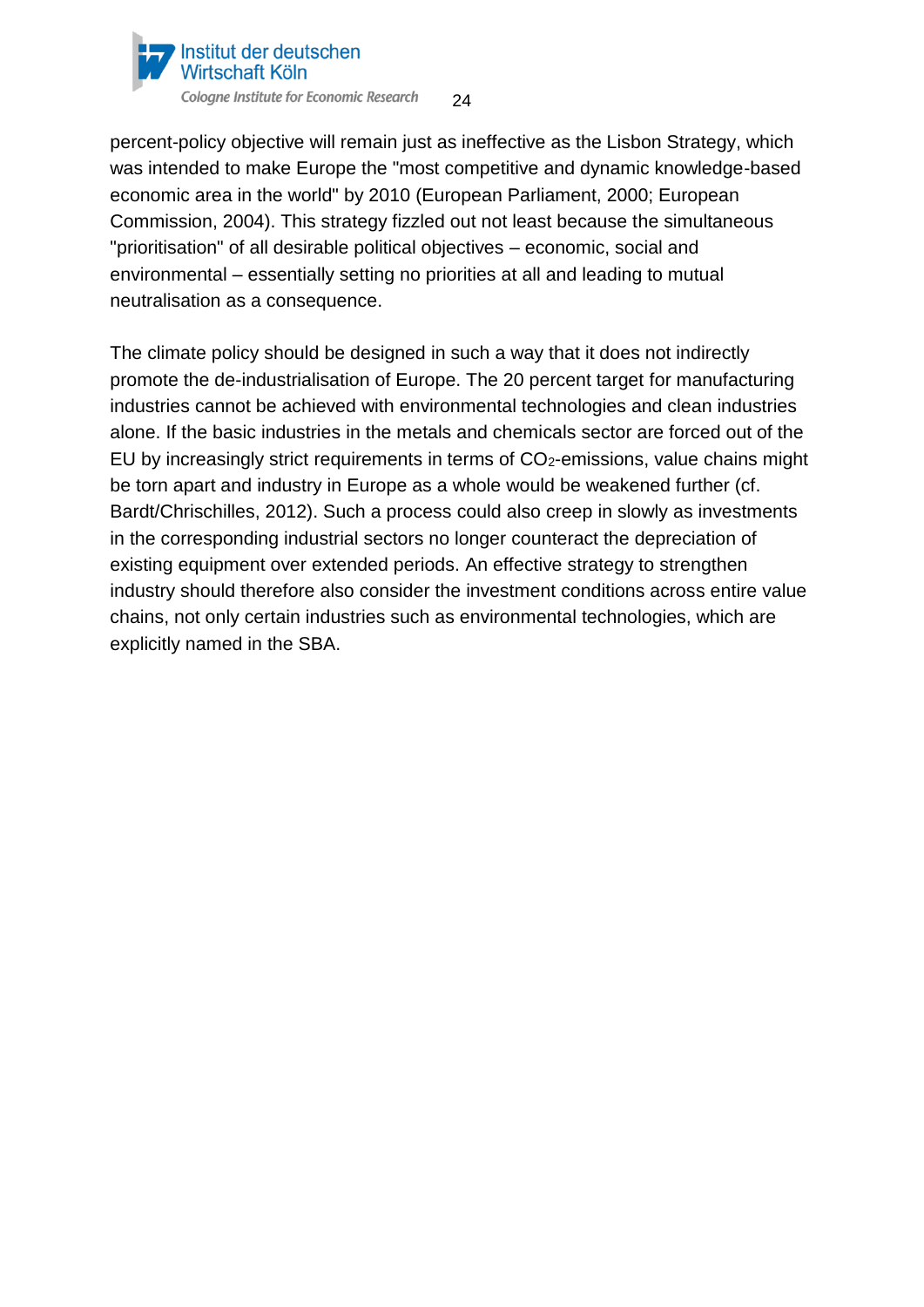percent-policy objective will remain just as ineffective as the Lisbon Strategy, which was intended to make Europe the "most competitive and dynamic knowledge-based economic area in the world" by 2010 (European Parliament, 2000; European Commission, 2004). This strategy fizzled out not least because the simultaneous "prioritisation" of all desirable political objectives – economic, social and environmental – essentially setting no priorities at all and leading to mutual neutralisation as a consequence.

The climate policy should be designed in such a way that it does not indirectly promote the de-industrialisation of Europe. The 20 percent target for manufacturing industries cannot be achieved with environmental technologies and clean industries alone. If the basic industries in the metals and chemicals sector are forced out of the EU by increasingly strict requirements in terms of $CO_2$-emissions, value chains might be torn apart and industry in Europe as a whole would be weakened further (cf. Bardt/Chrischilles, 2012). Such a process could also creep in slowly as investments in the corresponding industrial sectors no longer counteract the depreciation of existing equipment over extended periods. An effective strategy to strengthen industry should therefore also consider the investment conditions across entire value chains, not only certain industries such as environmental technologies, which are explicitly named in the SBA.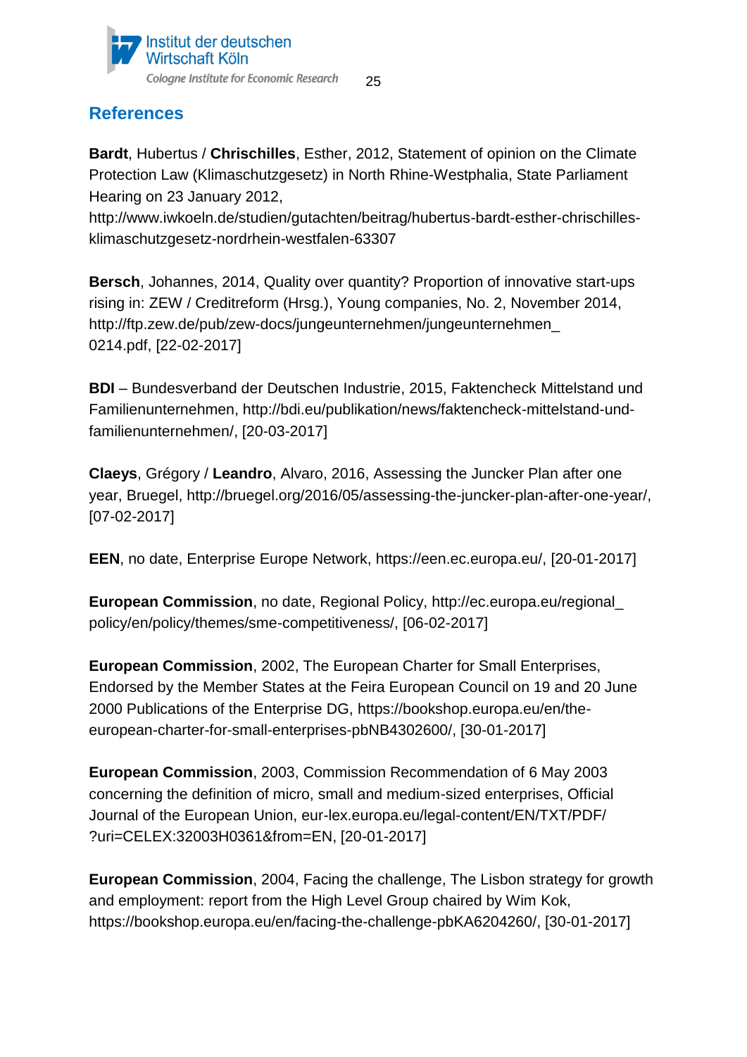## References

**Bardt**, Hubertus / **Chrischilles**, Esther, 2012, Statement of opinion on the Climate Protection Law (Klimaschutzgesetz) in North Rhine-Westphalia, State Parliament Hearing on 23 January 2012, http://www.iwkoeln.de/studien/gutachten/beitrag/hubertus-bardt-esther-chrischilles-klimaschutzgesetz-nordrhein-westfalen-63307

**Bersch**, Johannes, 2014, Quality over quantity? Proportion of innovative start-ups rising in: ZEW / Creditreform (Hrsg.), Young companies, No. 2, November 2014, http://ftp.zew.de/pub/zew-docs/jungeunternehmen/jungeunternehmen_0214.pdf, [22-02-2017]

**BDI** – Bundesverband der Deutschen Industrie, 2015, Faktencheck Mittelstand und Familienunternehmen, http://bdi.eu/publikation/news/faktencheck-mittelstand-und-familienunternehmen/, [20-03-2017]

**Claeys**, Grégory / **Leandro**, Alvaro, 2016, Assessing the Juncker Plan after one year, Bruegel, http://bruegel.org/2016/05/assessing-the-juncker-plan-after-one-year/, [07-02-2017]

**EEN**, no date, Enterprise Europe Network, https://een.ec.europa.eu/, [20-01-2017]

**European Commission**, no date, Regional Policy, http://ec.europa.eu/regional_policy/en/policy/themes/sme-competitiveness/, [06-02-2017]

**European Commission**, 2002, The European Charter for Small Enterprises, Endorsed by the Member States at the Feira European Council on 19 and 20 June 2000 Publications of the Enterprise DG, https://bookshop.europa.eu/en/the-european-charter-for-small-enterprises-pbNB4302600/, [30-01-2017]

**European Commission**, 2003, Commission Recommendation of 6 May 2003 concerning the definition of micro, small and medium-sized enterprises, Official Journal of the European Union, eur-lex.europa.eu/legal-content/EN/TXT/PDF/?uri=CELEX:32003H0361&from=EN, [20-01-2017]

**European Commission**, 2004, Facing the challenge, The Lisbon strategy for growth and employment: report from the High Level Group chaired by Wim Kok, https://bookshop.europa.eu/en/facing-the-challenge-pbKA6204260/, [30-01-2017]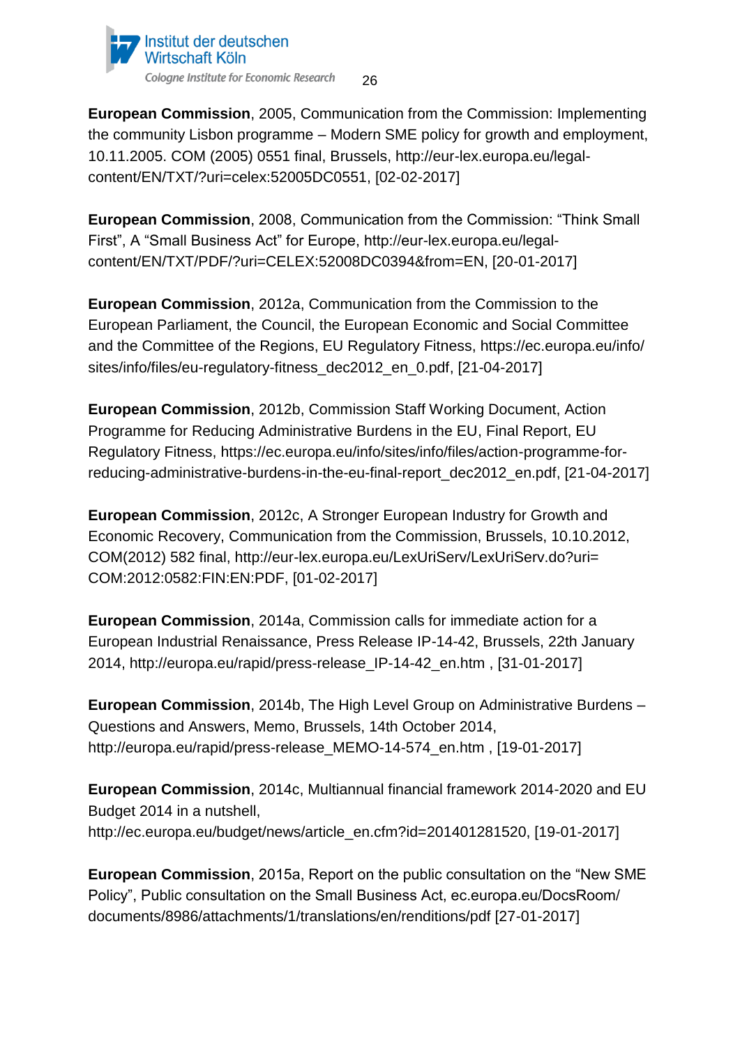**European Commission**, 2005, Communication from the Commission: Implementing the community Lisbon programme – Modern SME policy for growth and employment, 10.11.2005. COM (2005) 0551 final, Brussels, http://eur-lex.europa.eu/legal-content/EN/TXT/?uri=celex:52005DC0551, [02-02-2017]

**European Commission**, 2008, Communication from the Commission: "Think Small First", A "Small Business Act" for Europe, http://eur-lex.europa.eu/legal-content/EN/TXT/PDF/?uri=CELEX:52008DC0394&from=EN, [20-01-2017]

**European Commission**, 2012a, Communication from the Commission to the European Parliament, the Council, the European Economic and Social Committee and the Committee of the Regions, EU Regulatory Fitness, https://ec.europa.eu/info/sites/info/files/eu-regulatory-fitness_dec2012_en_0.pdf, [21-04-2017]

**European Commission**, 2012b, Commission Staff Working Document, Action Programme for Reducing Administrative Burdens in the EU, Final Report, EU Regulatory Fitness, https://ec.europa.eu/info/sites/info/files/action-programme-for-reducing-administrative-burdens-in-the-eu-final-report_dec2012_en.pdf, [21-04-2017]

**European Commission**, 2012c, A Stronger European Industry for Growth and Economic Recovery, Communication from the Commission, Brussels, 10.10.2012, COM(2012) 582 final, http://eur-lex.europa.eu/LexUriServ/LexUriServ.do?uri=COM:2012:0582:FIN:EN:PDF, [01-02-2017]

**European Commission**, 2014a, Commission calls for immediate action for a European Industrial Renaissance, Press Release IP-14-42, Brussels, 22th January 2014, http://europa.eu/rapid/press-release_IP-14-42_en.htm , [31-01-2017]

**European Commission**, 2014b, The High Level Group on Administrative Burdens – Questions and Answers, Memo, Brussels, 14th October 2014, http://europa.eu/rapid/press-release_MEMO-14-574_en.htm , [19-01-2017]

**European Commission**, 2014c, Multiannual financial framework 2014-2020 and EU Budget 2014 in a nutshell, http://ec.europa.eu/budget/news/article_en.cfm?id=201401281520, [19-01-2017]

**European Commission**, 2015a, Report on the public consultation on the "New SME Policy", Public consultation on the Small Business Act, ec.europa.eu/DocsRoom/documents/8986/attachments/1/translations/en/renditions/pdf [27-01-2017]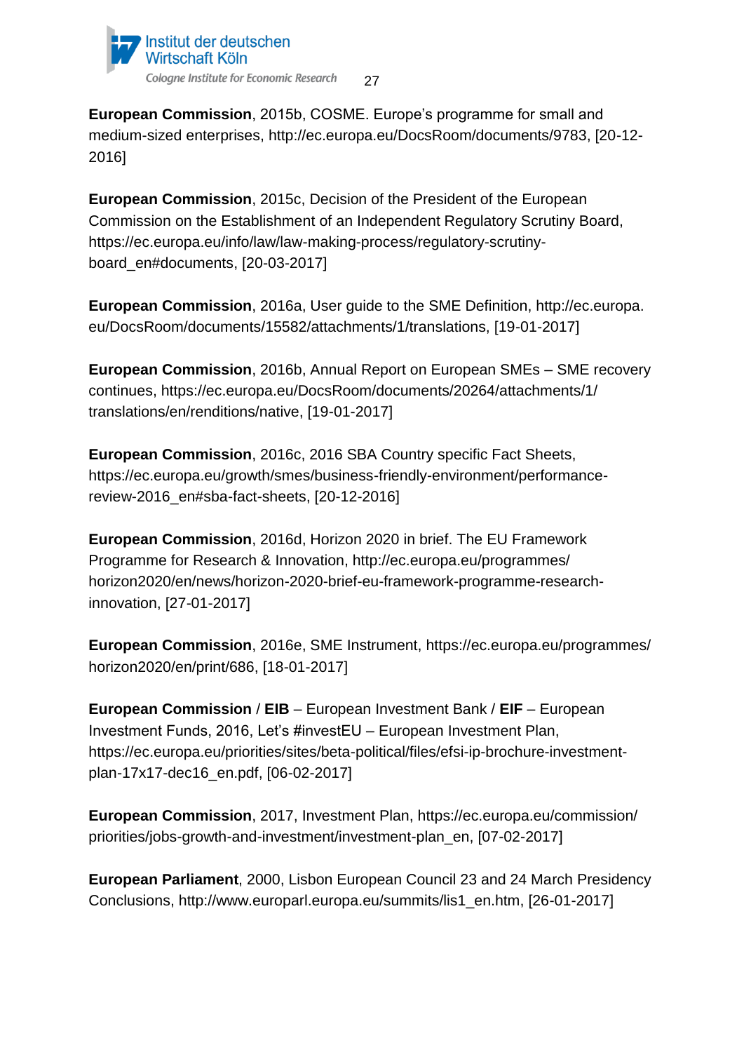**European Commission**, 2015b, COSME. Europe's programme for small and medium-sized enterprises, http://ec.europa.eu/DocsRoom/documents/9783, [20-12-2016]

**European Commission**, 2015c, Decision of the President of the European Commission on the Establishment of an Independent Regulatory Scrutiny Board, https://ec.europa.eu/info/law/law-making-process/regulatory-scrutiny-board_en#documents, [20-03-2017]

**European Commission**, 2016a, User guide to the SME Definition, http://ec.europa.eu/DocsRoom/documents/15582/attachments/1/translations, [19-01-2017]

**European Commission**, 2016b, Annual Report on European SMEs – SME recovery continues, https://ec.europa.eu/DocsRoom/documents/20264/attachments/1/translations/en/renditions/native, [19-01-2017]

**European Commission**, 2016c, 2016 SBA Country specific Fact Sheets, https://ec.europa.eu/growth/smes/business-friendly-environment/performance-review-2016_en#sba-fact-sheets, [20-12-2016]

**European Commission**, 2016d, Horizon 2020 in brief. The EU Framework Programme for Research & Innovation, http://ec.europa.eu/programmes/horizon2020/en/news/horizon-2020-brief-eu-framework-programme-research-innovation, [27-01-2017]

**European Commission**, 2016e, SME Instrument, https://ec.europa.eu/programmes/horizon2020/en/print/686, [18-01-2017]

**European Commission** / **EIB** – European Investment Bank / **EIF** – European Investment Funds, 2016, Let's #investEU – European Investment Plan, https://ec.europa.eu/priorities/sites/beta-political/files/efsi-ip-brochure-investment-plan-17x17-dec16_en.pdf, [06-02-2017]

**European Commission**, 2017, Investment Plan, https://ec.europa.eu/commission/priorities/jobs-growth-and-investment/investment-plan_en, [07-02-2017]

**European Parliament**, 2000, Lisbon European Council 23 and 24 March Presidency Conclusions, http://www.europarl.europa.eu/summits/lis1_en.htm, [26-01-2017]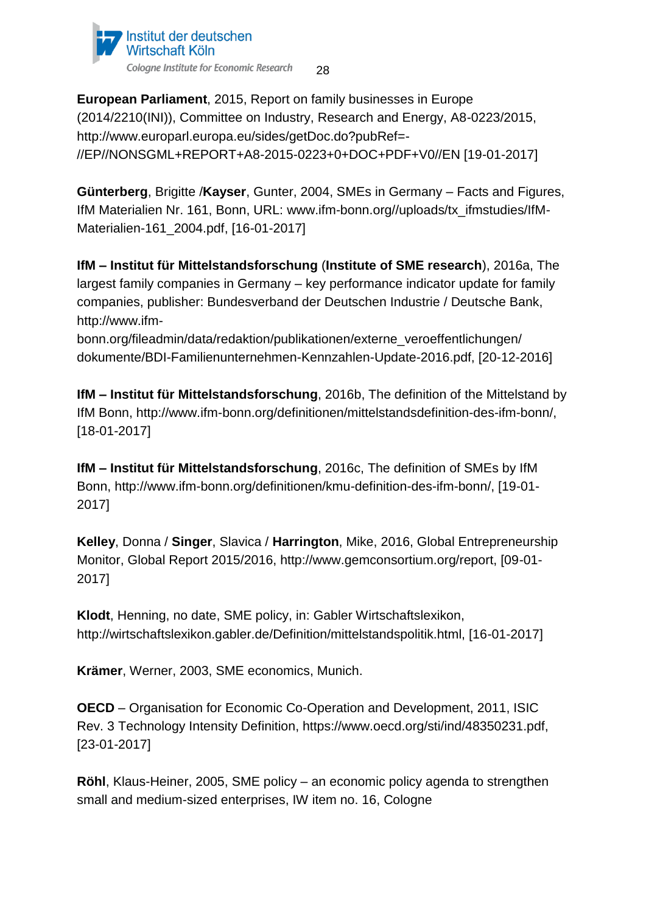**European Parliament**, 2015, Report on family businesses in Europe (2014/2210(INI)), Committee on Industry, Research and Energy, A8-0223/2015, http://www.europarl.europa.eu/sides/getDoc.do?pubRef=-//EP//NONSGML+REPORT+A8-2015-0223+0+DOC+PDF+V0//EN [19-01-2017]

**Günterberg**, Brigitte /**Kayser**, Gunter, 2004, SMEs in Germany – Facts and Figures, IfM Materialien Nr. 161, Bonn, URL: www.ifm-bonn.org//uploads/tx_ifmstudies/IfM-Materialien-161_2004.pdf, [16-01-2017]

**IfM – Institut für Mittelstandsforschung** (**Institute of SME research**), 2016a, The largest family companies in Germany – key performance indicator update for family companies, publisher: Bundesverband der Deutschen Industrie / Deutsche Bank, http://www.ifm-bonn.org/fileadmin/data/redaktion/publikationen/externe_veroeffentlichungen/dokumente/BDI-Familienunternehmen-Kennzahlen-Update-2016.pdf, [20-12-2016]

**IfM – Institut für Mittelstandsforschung**, 2016b, The definition of the Mittelstand by IfM Bonn, http://www.ifm-bonn.org/definitionen/mittelstandsdefinition-des-ifm-bonn/, [18-01-2017]

**IfM – Institut für Mittelstandsforschung**, 2016c, The definition of SMEs by IfM Bonn, http://www.ifm-bonn.org/definitionen/kmu-definition-des-ifm-bonn/, [19-01-2017]

**Kelley**, Donna / **Singer**, Slavica / **Harrington**, Mike, 2016, Global Entrepreneurship Monitor, Global Report 2015/2016, http://www.gemconsortium.org/report, [09-01-2017]

**Klodt**, Henning, no date, SME policy, in: Gabler Wirtschaftslexikon, http://wirtschaftslexikon.gabler.de/Definition/mittelstandspolitik.html, [16-01-2017]

**Krämer**, Werner, 2003, SME economics, Munich.

**OECD** – Organisation for Economic Co-Operation and Development, 2011, ISIC Rev. 3 Technology Intensity Definition, https://www.oecd.org/sti/ind/48350231.pdf, [23-01-2017]

**Röhl**, Klaus-Heiner, 2005, SME policy – an economic policy agenda to strengthen small and medium-sized enterprises, IW item no. 16, Cologne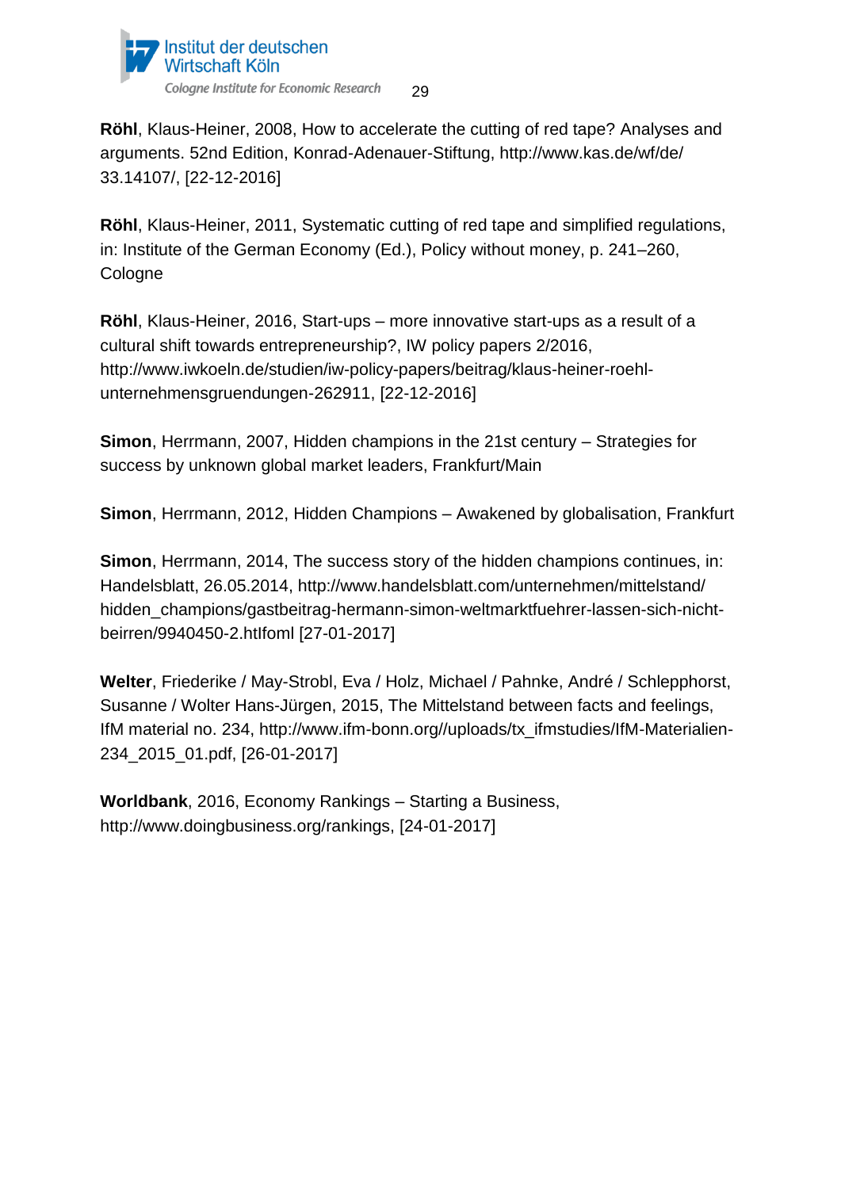**Röhl**, Klaus-Heiner, 2008, How to accelerate the cutting of red tape? Analyses and arguments. 52nd Edition, Konrad-Adenauer-Stiftung, http://www.kas.de/wf/de/33.14107/, [22-12-2016]

**Röhl**, Klaus-Heiner, 2011, Systematic cutting of red tape and simplified regulations, in: Institute of the German Economy (Ed.), Policy without money, p. 241–260, Cologne

**Röhl**, Klaus-Heiner, 2016, Start-ups – more innovative start-ups as a result of a cultural shift towards entrepreneurship?, IW policy papers 2/2016, http://www.iwkoeln.de/studien/iw-policy-papers/beitrag/klaus-heiner-roehl-unternehmensgruendungen-262911, [22-12-2016]

**Simon**, Herrmann, 2007, Hidden champions in the 21st century – Strategies for success by unknown global market leaders, Frankfurt/Main

**Simon**, Herrmann, 2012, Hidden Champions – Awakened by globalisation, Frankfurt

**Simon**, Herrmann, 2014, The success story of the hidden champions continues, in: Handelsblatt, 26.05.2014, http://www.handelsblatt.com/unternehmen/mittelstand/hidden_champions/gastbeitrag-hermann-simon-weltmarktfuehrer-lassen-sich-nicht-beirren/9940450-2.htlfoml [27-01-2017]

**Welter**, Friederike / May-Strobl, Eva / Holz, Michael / Pahnke, André / Schlepphorst, Susanne / Wolter Hans-Jürgen, 2015, The Mittelstand between facts and feelings, IfM material no. 234, http://www.ifm-bonn.org//uploads/tx_ifmstudies/IfM-Materialien-234_2015_01.pdf, [26-01-2017]

**Worldbank**, 2016, Economy Rankings – Starting a Business, http://www.doingbusiness.org/rankings, [24-01-2017]